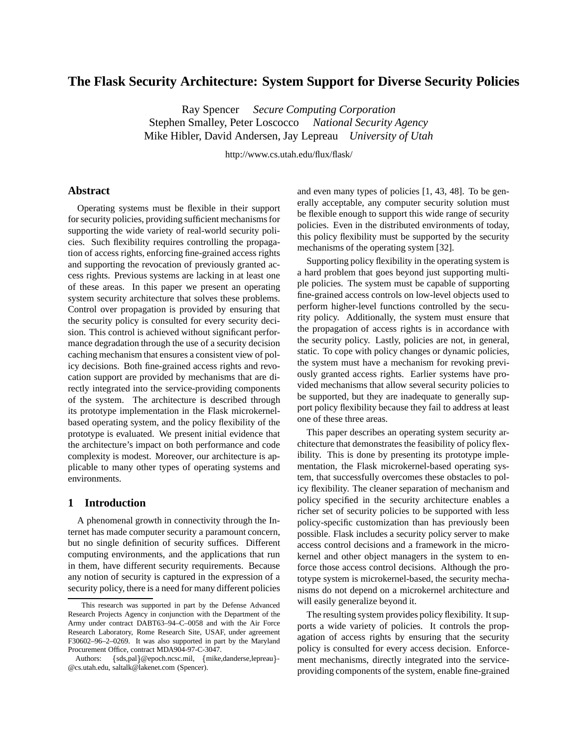# The Flask Security Architecture: System Support for Diverse Security Policies

Ray Spencer *Secure Computing Corporation*
Stephen Smalley, Peter Loscocco *National Security Agency*
Mike Hibler, David Andersen, Jay Lepreau *University of Utah*

http://www.cs.utah.edu/flux/flask/

## Abstract

Operating systems must be flexible in their support for security policies, providing sufficient mechanisms for supporting the wide variety of real-world security policies. Such flexibility requires controlling the propagation of access rights, enforcing fine-grained access rights and supporting the revocation of previously granted access rights. Previous systems are lacking in at least one of these areas. In this paper we present an operating system security architecture that solves these problems. Control over propagation is provided by ensuring that the security policy is consulted for every security decision. This control is achieved without significant performance degradation through the use of a security decision caching mechanism that ensures a consistent view of policy decisions. Both fine-grained access rights and revocation support are provided by mechanisms that are directly integrated into the service-providing components of the system. The architecture is described through its prototype implementation in the Flask microkernel-based operating system, and the policy flexibility of the prototype is evaluated. We present initial evidence that the architecture's impact on both performance and code complexity is modest. Moreover, our architecture is applicable to many other types of operating systems and environments.

## 1 Introduction

A phenomenal growth in connectivity through the Internet has made computer security a paramount concern, but no single definition of security suffices. Different computing environments, and the applications that run in them, have different security requirements. Because any notion of security is captured in the expression of a security policy, there is a need for many different policies and even many types of policies [1, 43, 48]. To be generally acceptable, any computer security solution must be flexible enough to support this wide range of security policies. Even in the distributed environments of today, this policy flexibility must be supported by the security mechanisms of the operating system [32].

Supporting policy flexibility in the operating system is a hard problem that goes beyond just supporting multiple policies. The system must be capable of supporting fine-grained access controls on low-level objects used to perform higher-level functions controlled by the security policy. Additionally, the system must ensure that the propagation of access rights is in accordance with the security policy. Lastly, policies are not, in general, static. To cope with policy changes or dynamic policies, the system must have a mechanism for revoking previously granted access rights. Earlier systems have provided mechanisms that allow several security policies to be supported, but they are inadequate to generally support policy flexibility because they fail to address at least one of these three areas.

This paper describes an operating system security architecture that demonstrates the feasibility of policy flexibility. This is done by presenting its prototype implementation, the Flask microkernel-based operating system, that successfully overcomes these obstacles to policy flexibility. The cleaner separation of mechanism and policy specified in the security architecture enables a richer set of security policies to be supported with less policy-specific customization than has previously been possible. Flask includes a security policy server to make access control decisions and a framework in the microkernel and other object managers in the system to enforce those access control decisions. Although the prototype system is microkernel-based, the security mechanisms do not depend on a microkernel architecture and will easily generalize beyond it.

The resulting system provides policy flexibility. It supports a wide variety of policies. It controls the propagation of access rights by ensuring that the security policy is consulted for every access decision. Enforcement mechanisms, directly integrated into the service-providing components of the system, enable fine-grained

---

This research was supported in part by the Defense Advanced Research Projects Agency in conjunction with the Department of the Army under contract DABT63–94–C–0058 and with the Air Force Research Laboratory, Rome Research Site, USAF, under agreement F30602–96–2–0269. It was also supported in part by the Maryland Procurement Office, contract MDA904-97-C-3047.

Authors: {sds,pal}@epoch.ncsc.mil, {mike,danderse,lepreau}-@cs.utah.edu, saltalk@lakenet.com (Spencer).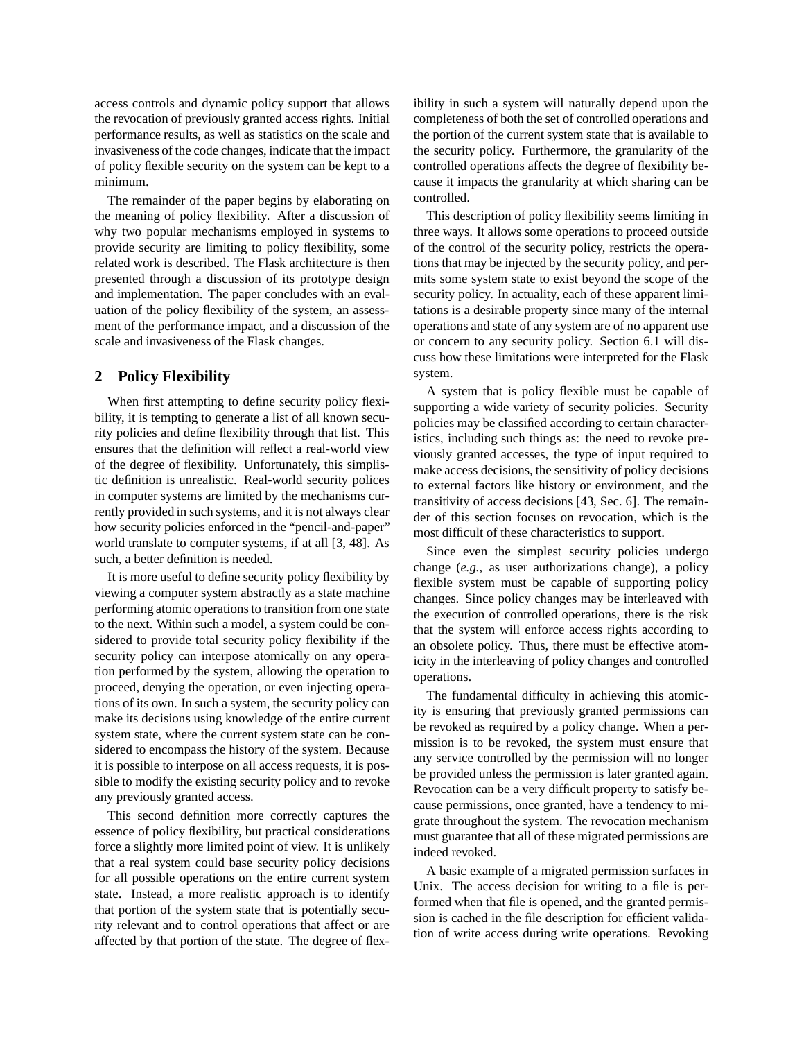access controls and dynamic policy support that allows the revocation of previously granted access rights. Initial performance results, as well as statistics on the scale and invasiveness of the code changes, indicate that the impact of policy flexible security on the system can be kept to a minimum.

The remainder of the paper begins by elaborating on the meaning of policy flexibility. After a discussion of why two popular mechanisms employed in systems to provide security are limiting to policy flexibility, some related work is described. The Flask architecture is then presented through a discussion of its prototype design and implementation. The paper concludes with an evaluation of the policy flexibility of the system, an assessment of the performance impact, and a discussion of the scale and invasiveness of the Flask changes.

## 2 Policy Flexibility

When first attempting to define security policy flexibility, it is tempting to generate a list of all known security policies and define flexibility through that list. This ensures that the definition will reflect a real-world view of the degree of flexibility. Unfortunately, this simplistic definition is unrealistic. Real-world security polices in computer systems are limited by the mechanisms currently provided in such systems, and it is not always clear how security policies enforced in the "pencil-and-paper" world translate to computer systems, if at all [3, 48]. As such, a better definition is needed.

It is more useful to define security policy flexibility by viewing a computer system abstractly as a state machine performing atomic operations to transition from one state to the next. Within such a model, a system could be considered to provide total security policy flexibility if the security policy can interpose atomically on any operation performed by the system, allowing the operation to proceed, denying the operation, or even injecting operations of its own. In such a system, the security policy can make its decisions using knowledge of the entire current system state, where the current system state can be considered to encompass the history of the system. Because it is possible to interpose on all access requests, it is possible to modify the existing security policy and to revoke any previously granted access.

This second definition more correctly captures the essence of policy flexibility, but practical considerations force a slightly more limited point of view. It is unlikely that a real system could base security policy decisions for all possible operations on the entire current system state. Instead, a more realistic approach is to identify that portion of the system state that is potentially security relevant and to control operations that affect or are affected by that portion of the state. The degree of flexibility in such a system will naturally depend upon the completeness of both the set of controlled operations and the portion of the current system state that is available to the security policy. Furthermore, the granularity of the controlled operations affects the degree of flexibility because it impacts the granularity at which sharing can be controlled.

This description of policy flexibility seems limiting in three ways. It allows some operations to proceed outside of the control of the security policy, restricts the operations that may be injected by the security policy, and permits some system state to exist beyond the scope of the security policy. In actuality, each of these apparent limitations is a desirable property since many of the internal operations and state of any system are of no apparent use or concern to any security policy. Section 6.1 will discuss how these limitations were interpreted for the Flask system.

A system that is policy flexible must be capable of supporting a wide variety of security policies. Security policies may be classified according to certain characteristics, including such things as: the need to revoke previously granted accesses, the type of input required to make access decisions, the sensitivity of policy decisions to external factors like history or environment, and the transitivity of access decisions [43, Sec. 6]. The remainder of this section focuses on revocation, which is the most difficult of these characteristics to support.

Since even the simplest security policies undergo change (*e.g.,* as user authorizations change), a policy flexible system must be capable of supporting policy changes. Since policy changes may be interleaved with the execution of controlled operations, there is the risk that the system will enforce access rights according to an obsolete policy. Thus, there must be effective atomicity in the interleaving of policy changes and controlled operations.

The fundamental difficulty in achieving this atomicity is ensuring that previously granted permissions can be revoked as required by a policy change. When a permission is to be revoked, the system must ensure that any service controlled by the permission will no longer be provided unless the permission is later granted again. Revocation can be a very difficult property to satisfy because permissions, once granted, have a tendency to migrate throughout the system. The revocation mechanism must guarantee that all of these migrated permissions are indeed revoked.

A basic example of a migrated permission surfaces in Unix. The access decision for writing to a file is performed when that file is opened, and the granted permission is cached in the file description for efficient validation of write access during write operations. Revoking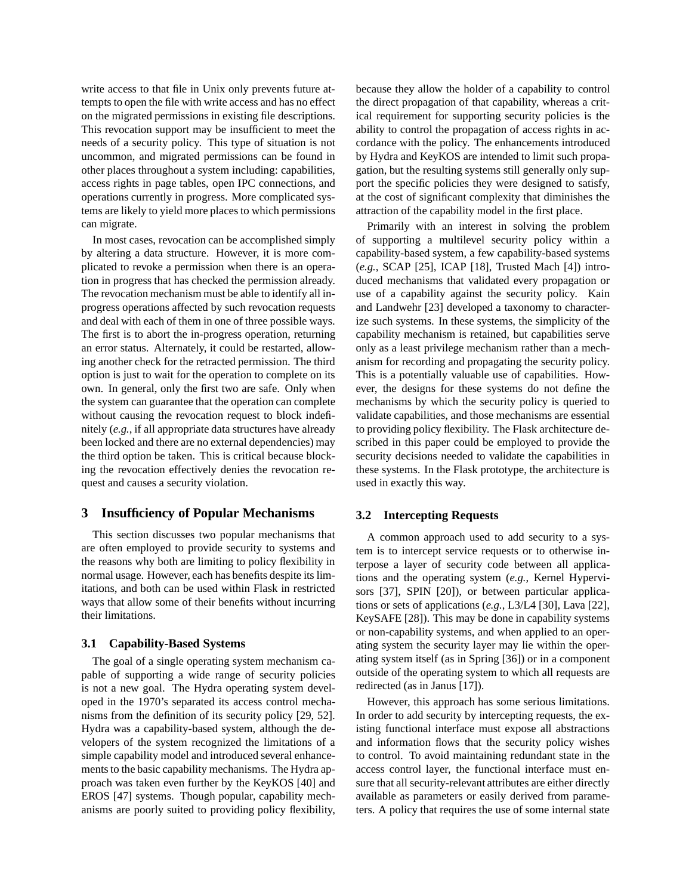write access to that file in Unix only prevents future attempts to open the file with write access and has no effect on the migrated permissions in existing file descriptions. This revocation support may be insufficient to meet the needs of a security policy. This type of situation is not uncommon, and migrated permissions can be found in other places throughout a system including: capabilities, access rights in page tables, open IPC connections, and operations currently in progress. More complicated systems are likely to yield more places to which permissions can migrate.

In most cases, revocation can be accomplished simply by altering a data structure. However, it is more complicated to revoke a permission when there is an operation in progress that has checked the permission already. The revocation mechanism must be able to identify all in-progress operations affected by such revocation requests and deal with each of them in one of three possible ways. The first is to abort the in-progress operation, returning an error status. Alternately, it could be restarted, allowing another check for the retracted permission. The third option is just to wait for the operation to complete on its own. In general, only the first two are safe. Only when the system can guarantee that the operation can complete without causing the revocation request to block indefinitely (*e.g.*, if all appropriate data structures have already been locked and there are no external dependencies) may the third option be taken. This is critical because blocking the revocation effectively denies the revocation request and causes a security violation.

## 3 Insufficiency of Popular Mechanisms

This section discusses two popular mechanisms that are often employed to provide security to systems and the reasons why both are limiting to policy flexibility in normal usage. However, each has benefits despite its limitations, and both can be used within Flask in restricted ways that allow some of their benefits without incurring their limitations.

### 3.1 Capability-Based Systems

The goal of a single operating system mechanism capable of supporting a wide range of security policies is not a new goal. The Hydra operating system developed in the 1970's separated its access control mechanisms from the definition of its security policy [29, 52]. Hydra was a capability-based system, although the developers of the system recognized the limitations of a simple capability model and introduced several enhancements to the basic capability mechanisms. The Hydra approach was taken even further by the KeyKOS [40] and EROS [47] systems. Though popular, capability mechanisms are poorly suited to providing policy flexibility, because they allow the holder of a capability to control the direct propagation of that capability, whereas a critical requirement for supporting security policies is the ability to control the propagation of access rights in accordance with the policy. The enhancements introduced by Hydra and KeyKOS are intended to limit such propagation, but the resulting systems still generally only support the specific policies they were designed to satisfy, at the cost of significant complexity that diminishes the attraction of the capability model in the first place.

Primarily with an interest in solving the problem of supporting a multilevel security policy within a capability-based system, a few capability-based systems (*e.g.*, SCAP [25], ICAP [18], Trusted Mach [4]) introduced mechanisms that validated every propagation or use of a capability against the security policy. Kain and Landwehr [23] developed a taxonomy to characterize such systems. In these systems, the simplicity of the capability mechanism is retained, but capabilities serve only as a least privilege mechanism rather than a mechanism for recording and propagating the security policy. This is a potentially valuable use of capabilities. However, the designs for these systems do not define the mechanisms by which the security policy is queried to validate capabilities, and those mechanisms are essential to providing policy flexibility. The Flask architecture described in this paper could be employed to provide the security decisions needed to validate the capabilities in these systems. In the Flask prototype, the architecture is used in exactly this way.

### 3.2 Intercepting Requests

A common approach used to add security to a system is to intercept service requests or to otherwise interpose a layer of security code between all applications and the operating system (*e.g.*, Kernel Hypervisors [37], SPIN [20]), or between particular applications or sets of applications (*e.g.*, L3/L4 [30], Lava [22], KeySAFE [28]). This may be done in capability systems or non-capability systems, and when applied to an operating system the security layer may lie within the operating system itself (as in Spring [36]) or in a component outside of the operating system to which all requests are redirected (as in Janus [17]).

However, this approach has some serious limitations. In order to add security by intercepting requests, the existing functional interface must expose all abstractions and information flows that the security policy wishes to control. To avoid maintaining redundant state in the access control layer, the functional interface must ensure that all security-relevant attributes are either directly available as parameters or easily derived from parameters. A policy that requires the use of some internal state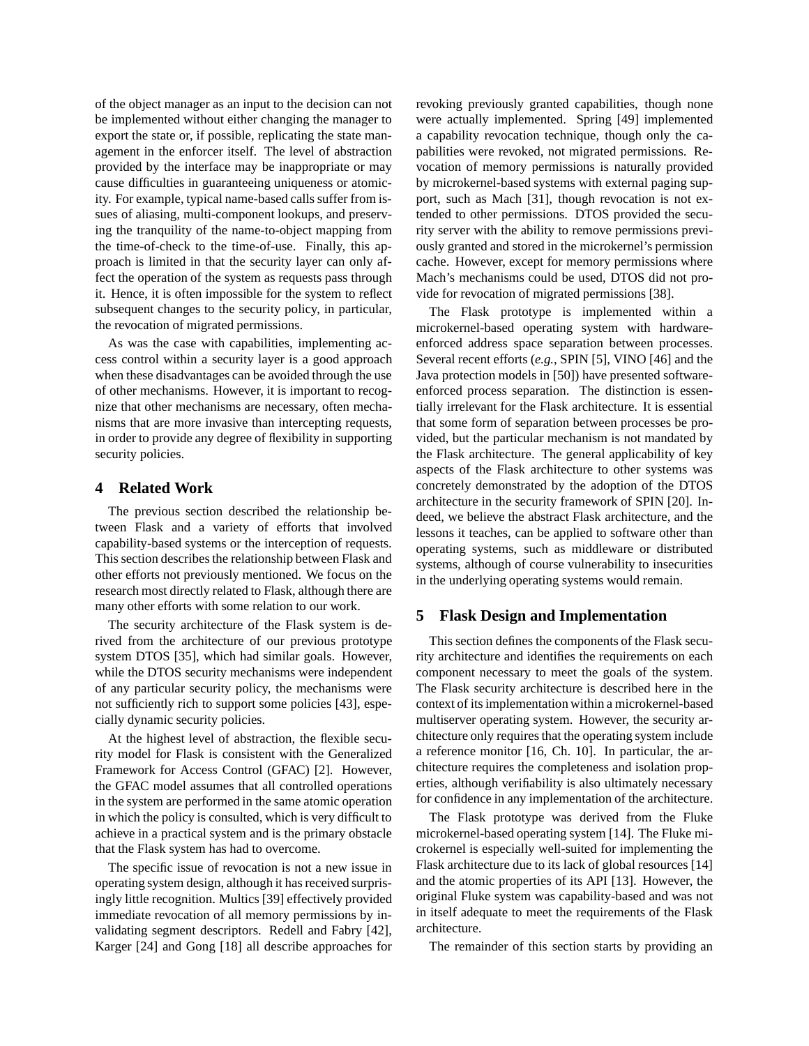of the object manager as an input to the decision can not be implemented without either changing the manager to export the state or, if possible, replicating the state management in the enforcer itself. The level of abstraction provided by the interface may be inappropriate or may cause difficulties in guaranteeing uniqueness or atomicity. For example, typical name-based calls suffer from issues of aliasing, multi-component lookups, and preserving the tranquility of the name-to-object mapping from the time-of-check to the time-of-use. Finally, this approach is limited in that the security layer can only affect the operation of the system as requests pass through it. Hence, it is often impossible for the system to reflect subsequent changes to the security policy, in particular, the revocation of migrated permissions.

As was the case with capabilities, implementing access control within a security layer is a good approach when these disadvantages can be avoided through the use of other mechanisms. However, it is important to recognize that other mechanisms are necessary, often mechanisms that are more invasive than intercepting requests, in order to provide any degree of flexibility in supporting security policies.

## 4 Related Work

The previous section described the relationship between Flask and a variety of efforts that involved capability-based systems or the interception of requests. This section describes the relationship between Flask and other efforts not previously mentioned. We focus on the research most directly related to Flask, although there are many other efforts with some relation to our work.

The security architecture of the Flask system is derived from the architecture of our previous prototype system DTOS [35], which had similar goals. However, while the DTOS security mechanisms were independent of any particular security policy, the mechanisms were not sufficiently rich to support some policies [43], especially dynamic security policies.

At the highest level of abstraction, the flexible security model for Flask is consistent with the Generalized Framework for Access Control (GFAC) [2]. However, the GFAC model assumes that all controlled operations in the system are performed in the same atomic operation in which the policy is consulted, which is very difficult to achieve in a practical system and is the primary obstacle that the Flask system has had to overcome.

The specific issue of revocation is not a new issue in operating system design, although it has received surprisingly little recognition. Multics [39] effectively provided immediate revocation of all memory permissions by invalidating segment descriptors. Redell and Fabry [42], Karger [24] and Gong [18] all describe approaches for revoking previously granted capabilities, though none were actually implemented. Spring [49] implemented a capability revocation technique, though only the capabilities were revoked, not migrated permissions. Revocation of memory permissions is naturally provided by microkernel-based systems with external paging support, such as Mach [31], though revocation is not extended to other permissions. DTOS provided the security server with the ability to remove permissions previously granted and stored in the microkernel's permission cache. However, except for memory permissions where Mach's mechanisms could be used, DTOS did not provide for revocation of migrated permissions [38].

The Flask prototype is implemented within a microkernel-based operating system with hardware-enforced address space separation between processes. Several recent efforts (*e.g.*, SPIN [5], VINO [46] and the Java protection models in [50]) have presented software-enforced process separation. The distinction is essentially irrelevant for the Flask architecture. It is essential that some form of separation between processes be provided, but the particular mechanism is not mandated by the Flask architecture. The general applicability of key aspects of the Flask architecture to other systems was concretely demonstrated by the adoption of the DTOS architecture in the security framework of SPIN [20]. Indeed, we believe the abstract Flask architecture, and the lessons it teaches, can be applied to software other than operating systems, such as middleware or distributed systems, although of course vulnerability to insecurities in the underlying operating systems would remain.

## 5 Flask Design and Implementation

This section defines the components of the Flask security architecture and identifies the requirements on each component necessary to meet the goals of the system. The Flask security architecture is described here in the context of its implementation within a microkernel-based multiserver operating system. However, the security architecture only requires that the operating system include a reference monitor [16, Ch. 10]. In particular, the architecture requires the completeness and isolation properties, although verifiability is also ultimately necessary for confidence in any implementation of the architecture.

The Flask prototype was derived from the Fluke microkernel-based operating system [14]. The Fluke microkernel is especially well-suited for implementing the Flask architecture due to its lack of global resources [14] and the atomic properties of its API [13]. However, the original Fluke system was capability-based and was not in itself adequate to meet the requirements of the Flask architecture.

The remainder of this section starts by providing an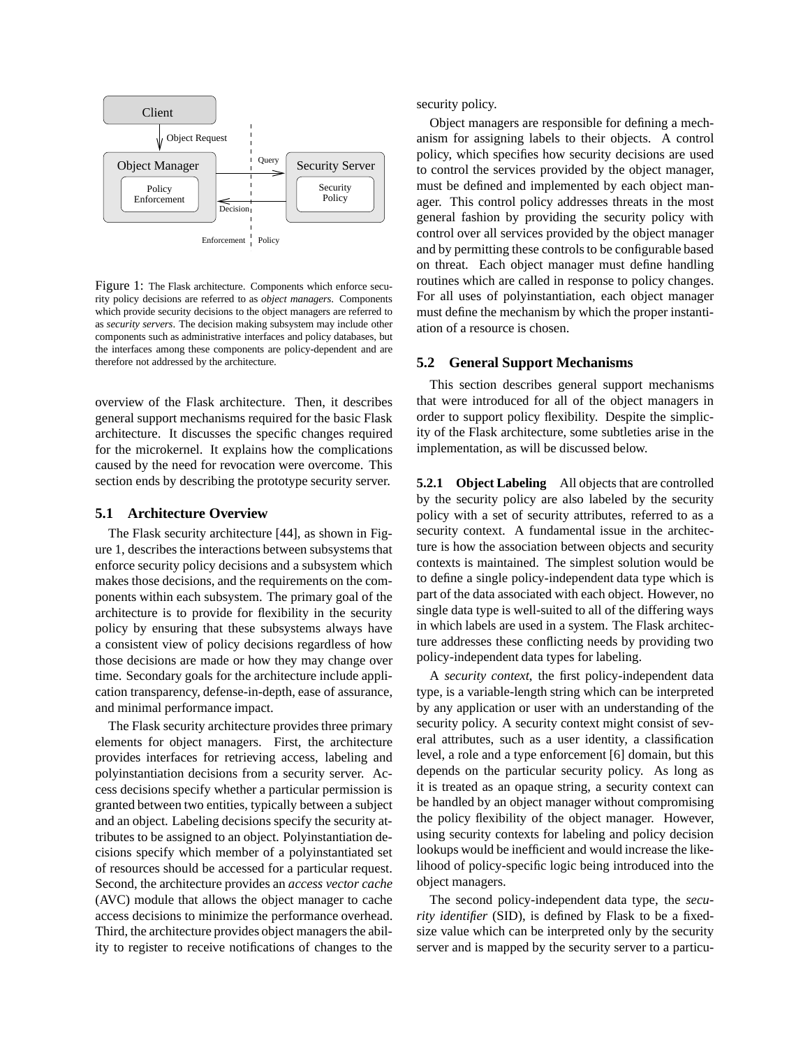Figure 1: The Flask architecture. Components which enforce security policy decisions are referred to as *object managers*. Components which provide security decisions to the object managers are referred to as *security servers*. The decision making subsystem may include other components such as administrative interfaces and policy databases, but the interfaces among these components are policy-dependent and are therefore not addressed by the architecture.

overview of the Flask architecture. Then, it describes general support mechanisms required for the basic Flask architecture. It discusses the specific changes required for the microkernel. It explains how the complications caused by the need for revocation were overcome. This section ends by describing the prototype security server.

### 5.1 Architecture Overview

The Flask security architecture [44], as shown in Figure 1, describes the interactions between subsystems that enforce security policy decisions and a subsystem which makes those decisions, and the requirements on the components within each subsystem. The primary goal of the architecture is to provide for flexibility in the security policy by ensuring that these subsystems always have a consistent view of policy decisions regardless of how those decisions are made or how they may change over time. Secondary goals for the architecture include application transparency, defense-in-depth, ease of assurance, and minimal performance impact.

The Flask security architecture provides three primary elements for object managers. First, the architecture provides interfaces for retrieving access, labeling and polyinstantiation decisions from a security server. Access decisions specify whether a particular permission is granted between two entities, typically between a subject and an object. Labeling decisions specify the security attributes to be assigned to an object. Polyinstantiation decisions specify which member of a polyinstantiated set of resources should be accessed for a particular request. Second, the architecture provides an *access vector cache* (AVC) module that allows the object manager to cache access decisions to minimize the performance overhead. Third, the architecture provides object managers the ability to register to receive notifications of changes to the security policy.

Object managers are responsible for defining a mechanism for assigning labels to their objects. A control policy, which specifies how security decisions are used to control the services provided by the object manager, must be defined and implemented by each object manager. This control policy addresses threats in the most general fashion by providing the security policy with control over all services provided by the object manager and by permitting these controls to be configurable based on threat. Each object manager must define handling routines which are called in response to policy changes. For all uses of polyinstantiation, each object manager must define the mechanism by which the proper instantiation of a resource is chosen.

### 5.2 General Support Mechanisms

This section describes general support mechanisms that were introduced for all of the object managers in order to support policy flexibility. Despite the simplicity of the Flask architecture, some subtleties arise in the implementation, as will be discussed below.

**5.2.1 Object Labeling** All objects that are controlled by the security policy are also labeled by the security policy with a set of security attributes, referred to as a security context. A fundamental issue in the architecture is how the association between objects and security contexts is maintained. The simplest solution would be to define a single policy-independent data type which is part of the data associated with each object. However, no single data type is well-suited to all of the differing ways in which labels are used in a system. The Flask architecture addresses these conflicting needs by providing two policy-independent data types for labeling.

A *security context*, the first policy-independent data type, is a variable-length string which can be interpreted by any application or user with an understanding of the security policy. A security context might consist of several attributes, such as a user identity, a classification level, a role and a type enforcement [6] domain, but this depends on the particular security policy. As long as it is treated as an opaque string, a security context can be handled by an object manager without compromising the policy flexibility of the object manager. However, using security contexts for labeling and policy decision lookups would be inefficient and would increase the likelihood of policy-specific logic being introduced into the object managers.

The second policy-independent data type, the *security identifier* (SID), is defined by Flask to be a fixed-size value which can be interpreted only by the security server and is mapped by the security server to a particu-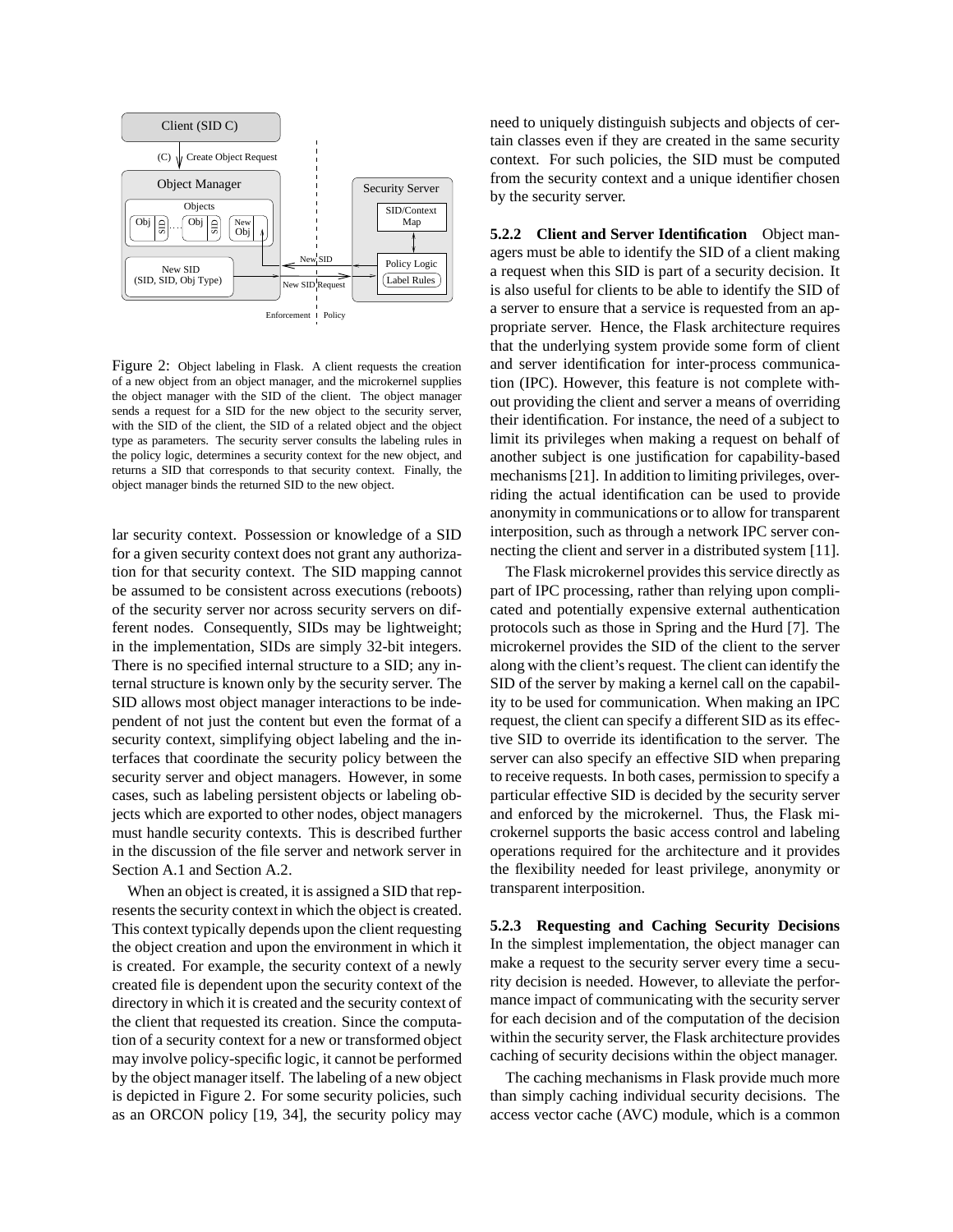Figure 2: Object labeling in Flask. A client requests the creation of a new object from an object manager, and the microkernel supplies the object manager with the SID of the client. The object manager sends a request for a SID for the new object to the security server, with the SID of the client, the SID of a related object and the object type as parameters. The security server consults the labeling rules in the policy logic, determines a security context for the new object, and returns a SID that corresponds to that security context. Finally, the object manager binds the returned SID to the new object.

lar security context. Possession or knowledge of a SID for a given security context does not grant any authorization for that security context. The SID mapping cannot be assumed to be consistent across executions (reboots) of the security server nor across security servers on different nodes. Consequently, SIDs may be lightweight; in the implementation, SIDs are simply 32-bit integers. There is no specified internal structure to a SID; any internal structure is known only by the security server. The SID allows most object manager interactions to be independent of not just the content but even the format of a security context, simplifying object labeling and the interfaces that coordinate the security policy between the security server and object managers. However, in some cases, such as labeling persistent objects or labeling objects which are exported to other nodes, object managers must handle security contexts. This is described further in the discussion of the file server and network server in Section A.1 and Section A.2.

When an object is created, it is assigned a SID that represents the security context in which the object is created. This context typically depends upon the client requesting the object creation and upon the environment in which it is created. For example, the security context of a newly created file is dependent upon the security context of the directory in which it is created and the security context of the client that requested its creation. Since the computation of a security context for a new or transformed object may involve policy-specific logic, it cannot be performed by the object manager itself. The labeling of a new object is depicted in Figure 2. For some security policies, such as an ORCON policy [19, 34], the security policy may need to uniquely distinguish subjects and objects of certain classes even if they are created in the same security context. For such policies, the SID must be computed from the security context and a unique identifier chosen by the security server.

#### 5.2.2 Client and Server Identification

Object managers must be able to identify the SID of a client making a request when this SID is part of a security decision. It is also useful for clients to be able to identify the SID of a server to ensure that a service is requested from an appropriate server. Hence, the Flask architecture requires that the underlying system provide some form of client and server identification for inter-process communication (IPC). However, this feature is not complete without providing the client and server a means of overriding their identification. For instance, the need of a subject to limit its privileges when making a request on behalf of another subject is one justification for capability-based mechanisms [21]. In addition to limiting privileges, overriding the actual identification can be used to provide anonymity in communications or to allow for transparent interposition, such as through a network IPC server connecting the client and server in a distributed system [11].

The Flask microkernel provides this service directly as part of IPC processing, rather than relying upon complicated and potentially expensive external authentication protocols such as those in Spring and the Hurd [7]. The microkernel provides the SID of the client to the server along with the client's request. The client can identify the SID of the server by making a kernel call on the capability to be used for communication. When making an IPC request, the client can specify a different SID as its effective SID to override its identification to the server. The server can also specify an effective SID when preparing to receive requests. In both cases, permission to specify a particular effective SID is decided by the security server and enforced by the microkernel. Thus, the Flask microkernel supports the basic access control and labeling operations required for the architecture and it provides the flexibility needed for least privilege, anonymity or transparent interposition.

#### 5.2.3 Requesting and Caching Security Decisions

In the simplest implementation, the object manager can make a request to the security server every time a security decision is needed. However, to alleviate the performance impact of communicating with the security server for each decision and of the computation of the decision within the security server, the Flask architecture provides caching of security decisions within the object manager.

The caching mechanisms in Flask provide much more than simply caching individual security decisions. The access vector cache (AVC) module, which is a common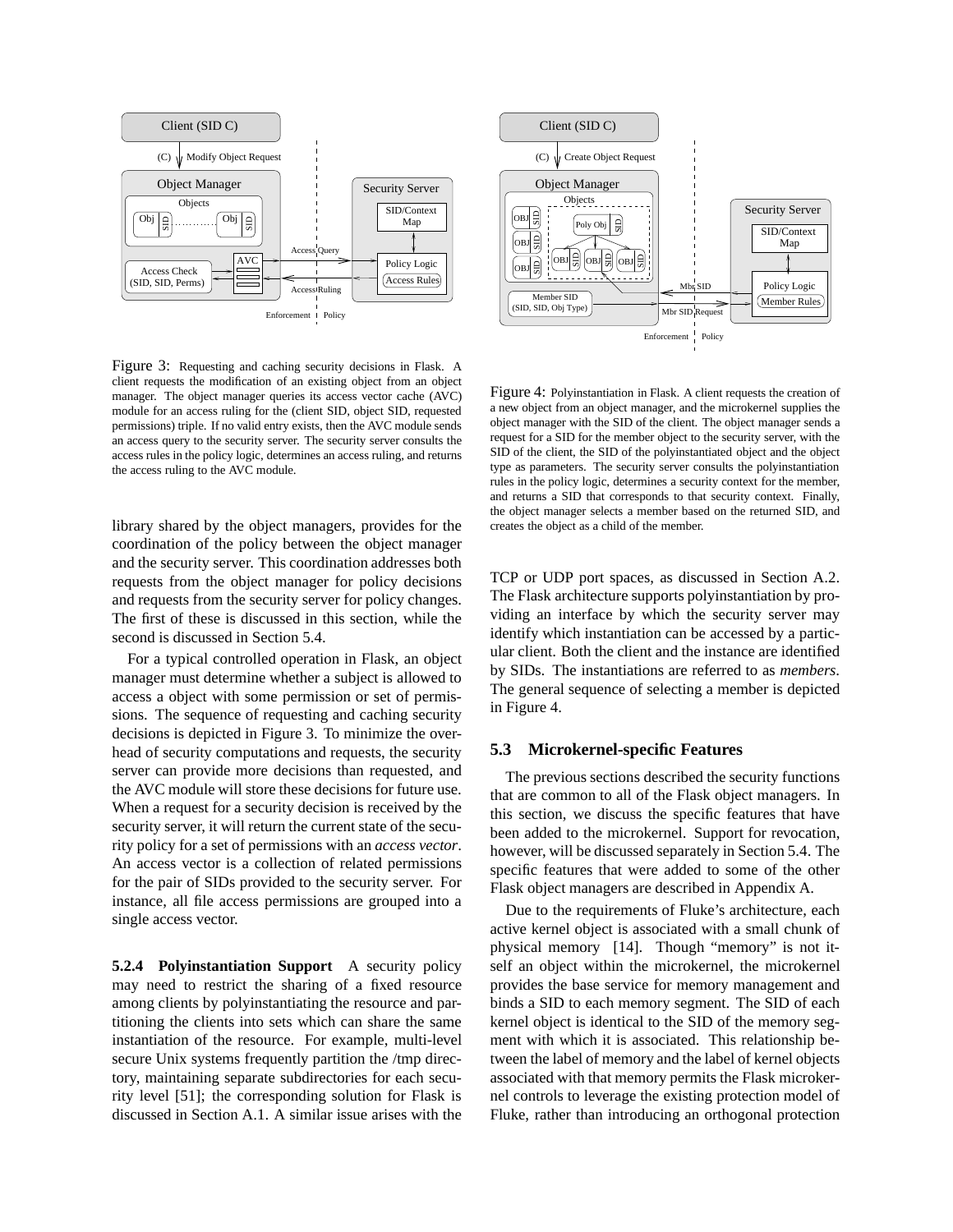Figure 3: Requesting and caching security decisions in Flask. A client requests the modification of an existing object from an object manager. The object manager queries its access vector cache (AVC) module for an access ruling for the (client SID, object SID, requested permissions) triple. If no valid entry exists, then the AVC module sends an access query to the security server. The security server consults the access rules in the policy logic, determines an access ruling, and returns the access ruling to the AVC module.

Figure 4: Polyinstantiation in Flask. A client requests the creation of a new object from an object manager, and the microkernel supplies the object manager with the SID of the client. The object manager sends a request for a SID for the member object to the security server, with the SID of the client, the SID of the polyinstantiated object and the object type as parameters. The security server consults the polyinstantiation rules in the policy logic, determines a security context for the member, and returns a SID that corresponds to that security context. Finally, the object manager selects a member based on the returned SID, and creates the object as a child of the member.

library shared by the object managers, provides for the coordination of the policy between the object manager and the security server. This coordination addresses both requests from the object manager for policy decisions and requests from the security server for policy changes. The first of these is discussed in this section, while the second is discussed in Section 5.4.

For a typical controlled operation in Flask, an object manager must determine whether a subject is allowed to access a object with some permission or set of permissions. The sequence of requesting and caching security decisions is depicted in Figure 3. To minimize the overhead of security computations and requests, the security server can provide more decisions than requested, and the AVC module will store these decisions for future use. When a request for a security decision is received by the security server, it will return the current state of the security policy for a set of permissions with an *access vector*. An access vector is a collection of related permissions for the pair of SIDs provided to the security server. For instance, all file access permissions are grouped into a single access vector.

**5.2.4 Polyinstantiation Support** A security policy may need to restrict the sharing of a fixed resource among clients by polyinstantiating the resource and partitioning the clients into sets which can share the same instantiation of the resource. For example, multi-level secure Unix systems frequently partition the /tmp directory, maintaining separate subdirectories for each security level [51]; the corresponding solution for Flask is discussed in Section A.1. A similar issue arises with the TCP or UDP port spaces, as discussed in Section A.2. The Flask architecture supports polyinstantiation by providing an interface by which the security server may identify which instantiation can be accessed by a particular client. Both the client and the instance are identified by SIDs. The instantiations are referred to as *members*. The general sequence of selecting a member is depicted in Figure 4.

### 5.3 Microkernel-specific Features

The previous sections described the security functions that are common to all of the Flask object managers. In this section, we discuss the specific features that have been added to the microkernel. Support for revocation, however, will be discussed separately in Section 5.4. The specific features that were added to some of the other Flask object managers are described in Appendix A.

Due to the requirements of Fluke's architecture, each active kernel object is associated with a small chunk of physical memory [14]. Though "memory" is not itself an object within the microkernel, the microkernel provides the base service for memory management and binds a SID to each memory segment. The SID of each kernel object is identical to the SID of the memory segment with which it is associated. This relationship between the label of memory and the label of kernel objects associated with that memory permits the Flask microkernel controls to leverage the existing protection model of Fluke, rather than introducing an orthogonal protection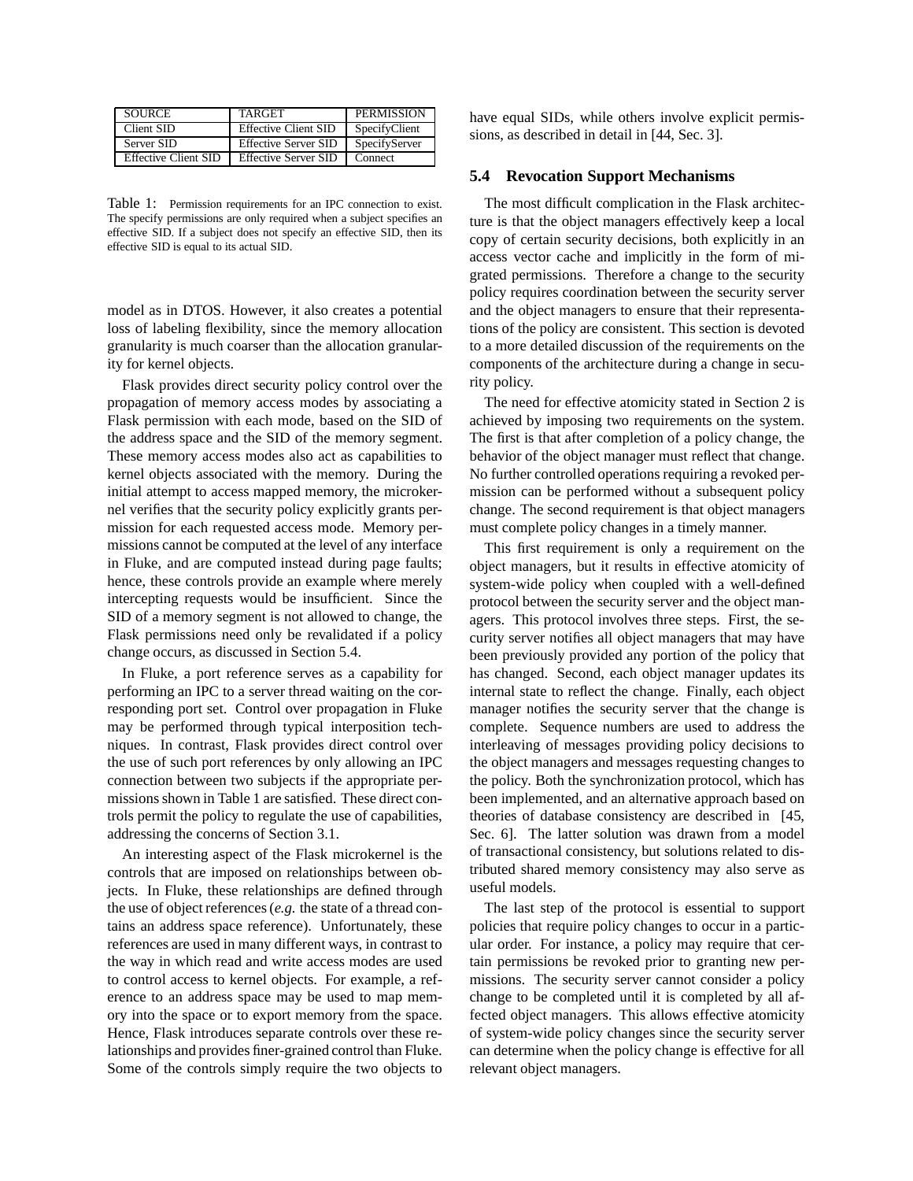| SOURCE | TARGET | PERMISSION |
|---|---|---|
| Client SID | Effective Client SID | SpecifyClient |
| Server SID | Effective Server SID | SpecifyServer |
| Effective Client SID | Effective Server SID | Connect |

Table 1: Permission requirements for an IPC connection to exist. The specify permissions are only required when a subject specifies an effective SID. If a subject does not specify an effective SID, then its effective SID is equal to its actual SID.

model as in DTOS. However, it also creates a potential loss of labeling flexibility, since the memory allocation granularity is much coarser than the allocation granularity for kernel objects.

Flask provides direct security policy control over the propagation of memory access modes by associating a Flask permission with each mode, based on the SID of the address space and the SID of the memory segment. These memory access modes also act as capabilities to kernel objects associated with the memory. During the initial attempt to access mapped memory, the microkernel verifies that the security policy explicitly grants permission for each requested access mode. Memory permissions cannot be computed at the level of any interface in Fluke, and are computed instead during page faults; hence, these controls provide an example where merely intercepting requests would be insufficient. Since the SID of a memory segment is not allowed to change, the Flask permissions need only be revalidated if a policy change occurs, as discussed in Section 5.4.

In Fluke, a port reference serves as a capability for performing an IPC to a server thread waiting on the corresponding port set. Control over propagation in Fluke may be performed through typical interposition techniques. In contrast, Flask provides direct control over the use of such port references by only allowing an IPC connection between two subjects if the appropriate permissions shown in Table 1 are satisfied. These direct controls permit the policy to regulate the use of capabilities, addressing the concerns of Section 3.1.

An interesting aspect of the Flask microkernel is the controls that are imposed on relationships between objects. In Fluke, these relationships are defined through the use of object references (*e.g.* the state of a thread contains an address space reference). Unfortunately, these references are used in many different ways, in contrast to the way in which read and write access modes are used to control access to kernel objects. For example, a reference to an address space may be used to map memory into the space or to export memory from the space. Hence, Flask introduces separate controls over these relationships and provides finer-grained control than Fluke. Some of the controls simply require the two objects to have equal SIDs, while others involve explicit permissions, as described in detail in [44, Sec. 3].

### 5.4 Revocation Support Mechanisms

The most difficult complication in the Flask architecture is that the object managers effectively keep a local copy of certain security decisions, both explicitly in an access vector cache and implicitly in the form of migrated permissions. Therefore a change to the security policy requires coordination between the security server and the object managers to ensure that their representations of the policy are consistent. This section is devoted to a more detailed discussion of the requirements on the components of the architecture during a change in security policy.

The need for effective atomicity stated in Section 2 is achieved by imposing two requirements on the system. The first is that after completion of a policy change, the behavior of the object manager must reflect that change. No further controlled operations requiring a revoked permission can be performed without a subsequent policy change. The second requirement is that object managers must complete policy changes in a timely manner.

This first requirement is only a requirement on the object managers, but it results in effective atomicity of system-wide policy when coupled with a well-defined protocol between the security server and the object managers. This protocol involves three steps. First, the security server notifies all object managers that may have been previously provided any portion of the policy that has changed. Second, each object manager updates its internal state to reflect the change. Finally, each object manager notifies the security server that the change is complete. Sequence numbers are used to address the interleaving of messages providing policy decisions to the object managers and messages requesting changes to the policy. Both the synchronization protocol, which has been implemented, and an alternative approach based on theories of database consistency are described in [45, Sec. 6]. The latter solution was drawn from a model of transactional consistency, but solutions related to distributed shared memory consistency may also serve as useful models.

The last step of the protocol is essential to support policies that require policy changes to occur in a particular order. For instance, a policy may require that certain permissions be revoked prior to granting new permissions. The security server cannot consider a policy change to be completed until it is completed by all affected object managers. This allows effective atomicity of system-wide policy changes since the security server can determine when the policy change is effective for all relevant object managers.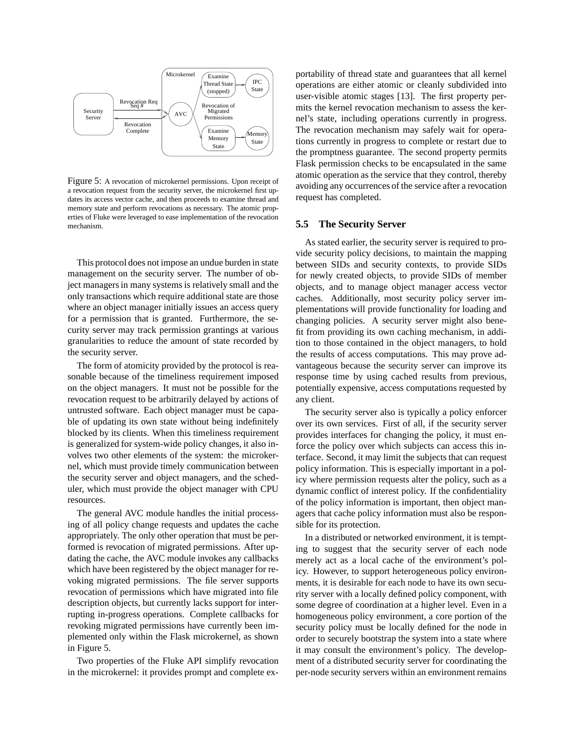Figure 5: A revocation of microkernel permissions. Upon receipt of a revocation request from the security server, the microkernel first updates its access vector cache, and then proceeds to examine thread and memory state and perform revocations as necessary. The atomic properties of Fluke were leveraged to ease implementation of the revocation mechanism.

This protocol does not impose an undue burden in state management on the security server. The number of object managers in many systems is relatively small and the only transactions which require additional state are those where an object manager initially issues an access query for a permission that is granted. Furthermore, the security server may track permission grantings at various granularities to reduce the amount of state recorded by the security server.

The form of atomicity provided by the protocol is reasonable because of the timeliness requirement imposed on the object managers. It must not be possible for the revocation request to be arbitrarily delayed by actions of untrusted software. Each object manager must be capable of updating its own state without being indefinitely blocked by its clients. When this timeliness requirement is generalized for system-wide policy changes, it also involves two other elements of the system: the microkernel, which must provide timely communication between the security server and object managers, and the scheduler, which must provide the object manager with CPU resources.

The general AVC module handles the initial processing of all policy change requests and updates the cache appropriately. The only other operation that must be performed is revocation of migrated permissions. After updating the cache, the AVC module invokes any callbacks which have been registered by the object manager for revoking migrated permissions. The file server supports revocation of permissions which have migrated into file description objects, but currently lacks support for interrupting in-progress operations. Complete callbacks for revoking migrated permissions have currently been implemented only within the Flask microkernel, as shown in Figure 5.

Two properties of the Fluke API simplify revocation in the microkernel: it provides prompt and complete exportability of thread state and guarantees that all kernel operations are either atomic or cleanly subdivided into user-visible atomic stages [13]. The first property permits the kernel revocation mechanism to assess the kernel's state, including operations currently in progress. The revocation mechanism may safely wait for operations currently in progress to complete or restart due to the promptness guarantee. The second property permits Flask permission checks to be encapsulated in the same atomic operation as the service that they control, thereby avoiding any occurrences of the service after a revocation request has completed.

### 5.5 The Security Server

As stated earlier, the security server is required to provide security policy decisions, to maintain the mapping between SIDs and security contexts, to provide SIDs for newly created objects, to provide SIDs of member objects, and to manage object manager access vector caches. Additionally, most security policy server implementations will provide functionality for loading and changing policies. A security server might also benefit from providing its own caching mechanism, in addition to those contained in the object managers, to hold the results of access computations. This may prove advantageous because the security server can improve its response time by using cached results from previous, potentially expensive, access computations requested by any client.

The security server also is typically a policy enforcer over its own services. First of all, if the security server provides interfaces for changing the policy, it must enforce the policy over which subjects can access this interface. Second, it may limit the subjects that can request policy information. This is especially important in a policy where permission requests alter the policy, such as a dynamic conflict of interest policy. If the confidentiality of the policy information is important, then object managers that cache policy information must also be responsible for its protection.

In a distributed or networked environment, it is tempting to suggest that the security server of each node merely act as a local cache of the environment's policy. However, to support heterogeneous policy environments, it is desirable for each node to have its own security server with a locally defined policy component, with some degree of coordination at a higher level. Even in a homogeneous policy environment, a core portion of the security policy must be locally defined for the node in order to securely bootstrap the system into a state where it may consult the environment's policy. The development of a distributed security server for coordinating the per-node security servers within an environment remains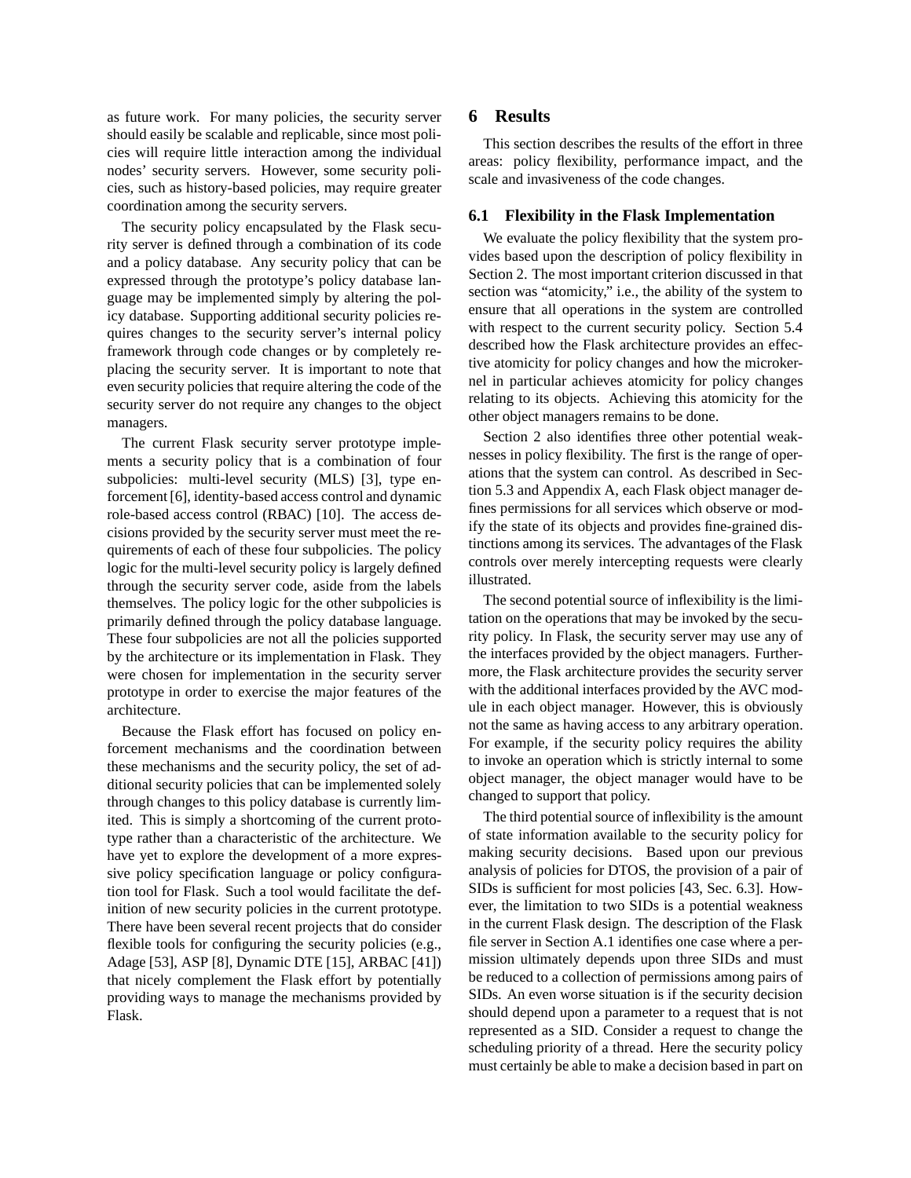as future work. For many policies, the security server should easily be scalable and replicable, since most policies will require little interaction among the individual nodes' security servers. However, some security policies, such as history-based policies, may require greater coordination among the security servers.

The security policy encapsulated by the Flask security server is defined through a combination of its code and a policy database. Any security policy that can be expressed through the prototype's policy database language may be implemented simply by altering the policy database. Supporting additional security policies requires changes to the security server's internal policy framework through code changes or by completely replacing the security server. It is important to note that even security policies that require altering the code of the security server do not require any changes to the object managers.

The current Flask security server prototype implements a security policy that is a combination of four subpolicies: multi-level security (MLS) [3], type enforcement [6], identity-based access control and dynamic role-based access control (RBAC) [10]. The access decisions provided by the security server must meet the requirements of each of these four subpolicies. The policy logic for the multi-level security policy is largely defined through the security server code, aside from the labels themselves. The policy logic for the other subpolicies is primarily defined through the policy database language. These four subpolicies are not all the policies supported by the architecture or its implementation in Flask. They were chosen for implementation in the security server prototype in order to exercise the major features of the architecture.

Because the Flask effort has focused on policy enforcement mechanisms and the coordination between these mechanisms and the security policy, the set of additional security policies that can be implemented solely through changes to this policy database is currently limited. This is simply a shortcoming of the current prototype rather than a characteristic of the architecture. We have yet to explore the development of a more expressive policy specification language or policy configuration tool for Flask. Such a tool would facilitate the definition of new security policies in the current prototype. There have been several recent projects that do consider flexible tools for configuring the security policies (e.g., Adage [53], ASP [8], Dynamic DTE [15], ARBAC [41]) that nicely complement the Flask effort by potentially providing ways to manage the mechanisms provided by Flask.

# 6 Results

This section describes the results of the effort in three areas: policy flexibility, performance impact, and the scale and invasiveness of the code changes.

## 6.1 Flexibility in the Flask Implementation

We evaluate the policy flexibility that the system provides based upon the description of policy flexibility in Section 2. The most important criterion discussed in that section was "atomicity," i.e., the ability of the system to ensure that all operations in the system are controlled with respect to the current security policy. Section 5.4 described how the Flask architecture provides an effective atomicity for policy changes and how the microkernel in particular achieves atomicity for policy changes relating to its objects. Achieving this atomicity for the other object managers remains to be done.

Section 2 also identifies three other potential weaknesses in policy flexibility. The first is the range of operations that the system can control. As described in Section 5.3 and Appendix A, each Flask object manager defines permissions for all services which observe or modify the state of its objects and provides fine-grained distinctions among its services. The advantages of the Flask controls over merely intercepting requests were clearly illustrated.

The second potential source of inflexibility is the limitation on the operations that may be invoked by the security policy. In Flask, the security server may use any of the interfaces provided by the object managers. Furthermore, the Flask architecture provides the security server with the additional interfaces provided by the AVC module in each object manager. However, this is obviously not the same as having access to any arbitrary operation. For example, if the security policy requires the ability to invoke an operation which is strictly internal to some object manager, the object manager would have to be changed to support that policy.

The third potential source of inflexibility is the amount of state information available to the security policy for making security decisions. Based upon our previous analysis of policies for DTOS, the provision of a pair of SIDs is sufficient for most policies [43, Sec. 6.3]. However, the limitation to two SIDs is a potential weakness in the current Flask design. The description of the Flask file server in Section A.1 identifies one case where a permission ultimately depends upon three SIDs and must be reduced to a collection of permissions among pairs of SIDs. An even worse situation is if the security decision should depend upon a parameter to a request that is not represented as a SID. Consider a request to change the scheduling priority of a thread. Here the security policy must certainly be able to make a decision based in part on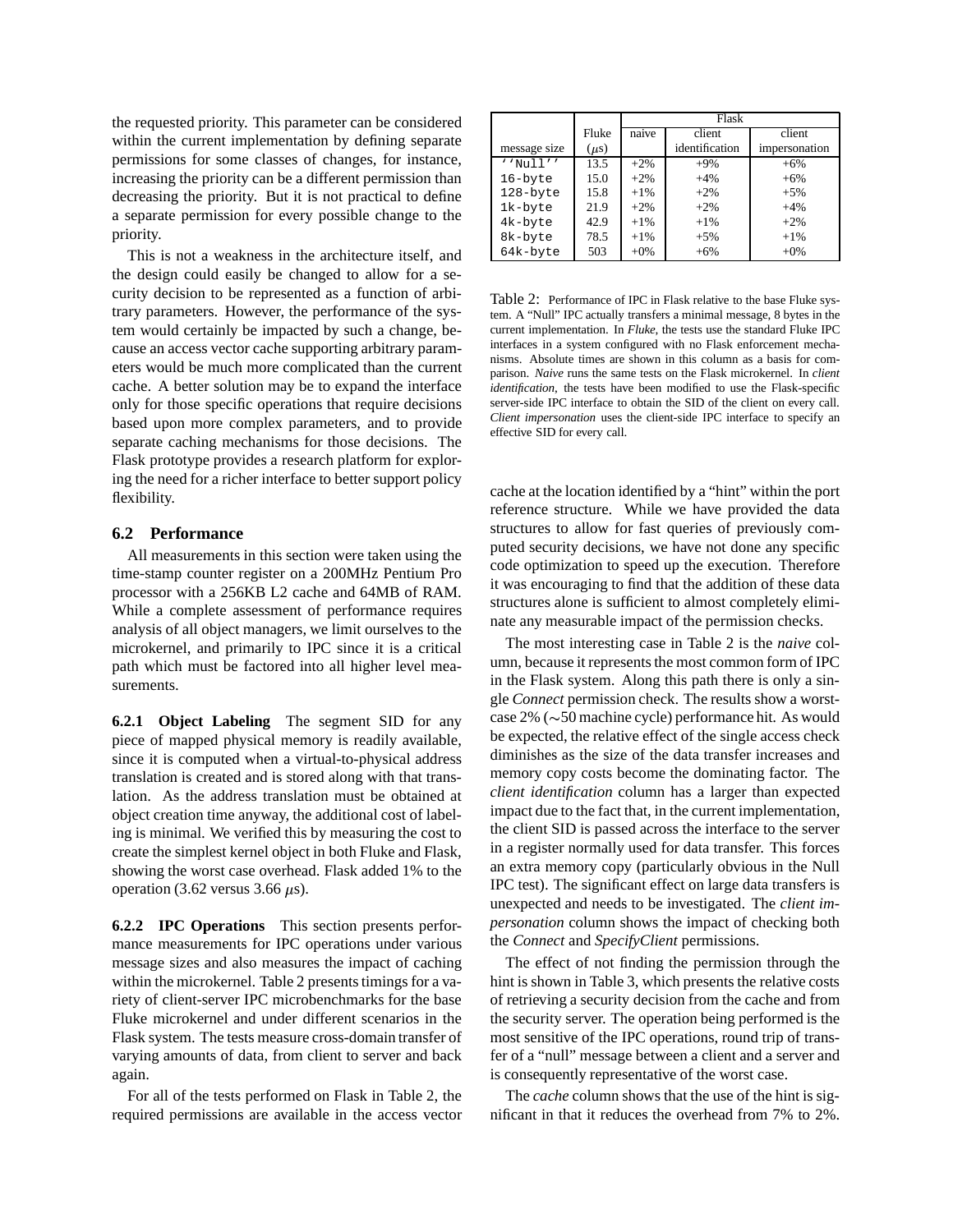the requested priority. This parameter can be considered within the current implementation by defining separate permissions for some classes of changes, for instance, increasing the priority can be a different permission than decreasing the priority. But it is not practical to define a separate permission for every possible change to the priority.

This is not a weakness in the architecture itself, and the design could easily be changed to allow for a security decision to be represented as a function of arbitrary parameters. However, the performance of the system would certainly be impacted by such a change, because an access vector cache supporting arbitrary parameters would be much more complicated than the current cache. A better solution may be to expand the interface only for those specific operations that require decisions based upon more complex parameters, and to provide separate caching mechanisms for those decisions. The Flask prototype provides a research platform for exploring the need for a richer interface to better support policy flexibility.

### 6.2 Performance

All measurements in this section were taken using the time-stamp counter register on a 200MHz Pentium Pro processor with a 256KB L2 cache and 64MB of RAM. While a complete assessment of performance requires analysis of all object managers, we limit ourselves to the microkernel, and primarily to IPC since it is a critical path which must be factored into all higher level measurements.

**6.2.1 Object Labeling** The segment SID for any piece of mapped physical memory is readily available, since it is computed when a virtual-to-physical address translation is created and is stored along with that translation. As the address translation must be obtained at object creation time anyway, the additional cost of labeling is minimal. We verified this by measuring the cost to create the simplest kernel object in both Fluke and Flask, showing the worst case overhead. Flask added 1% to the operation (3.62 versus 3.66 $\mu$s).

**6.2.2 IPC Operations** This section presents performance measurements for IPC operations under various message sizes and also measures the impact of caching within the microkernel. Table 2 presents timings for a variety of client-server IPC microbenchmarks for the base Fluke microkernel and under different scenarios in the Flask system. The tests measure cross-domain transfer of varying amounts of data, from client to server and back again.

For all of the tests performed on Flask in Table 2, the required permissions are available in the access vector cache at the location identified by a "hint" within the port reference structure. While we have provided the data structures to allow for fast queries of previously computed security decisions, we have not done any specific code optimization to speed up the execution. Therefore it was encouraging to find that the addition of these data structures alone is sufficient to almost completely eliminate any measurable impact of the permission checks.

| | | Flask | | |
|---|---|---|---|---|
| message size | Fluke ($\mu$s) | naive | client identification | client impersonation |
| ''Null'' | 13.5 | +2% | +9% | +6% |
| 16-byte | 15.0 | +2% | +4% | +6% |
| 128-byte | 15.8 | +1% | +2% | +5% |
| 1k-byte | 21.9 | +2% | +2% | +4% |
| 4k-byte | 42.9 | +1% | +1% | +2% |
| 8k-byte | 78.5 | +1% | +5% | +1% |
| 64k-byte | 503 | +0% | +6% | +0% |

Table 2: Performance of IPC in Flask relative to the base Fluke system. A "Null" IPC actually transfers a minimal message, 8 bytes in the current implementation. In *Fluke*, the tests use the standard Fluke IPC interfaces in a system configured with no Flask enforcement mechanisms. Absolute times are shown in this column as a basis for comparison. *Naive* runs the same tests on the Flask microkernel. In *client identification*, the tests have been modified to use the Flask-specific server-side IPC interface to obtain the SID of the client on every call. *Client impersonation* uses the client-side IPC interface to specify an effective SID for every call.

The most interesting case in Table 2 is the *naive* column, because it represents the most common form of IPC in the Flask system. Along this path there is only a single *Connect* permission check. The results show a worst-case 2% ($\sim$50 machine cycle) performance hit. As would be expected, the relative effect of the single access check diminishes as the size of the data transfer increases and memory copy costs become the dominating factor. The *client identification* column has a larger than expected impact due to the fact that, in the current implementation, the client SID is passed across the interface to the server in a register normally used for data transfer. This forces an extra memory copy (particularly obvious in the Null IPC test). The significant effect on large data transfers is unexpected and needs to be investigated. The *client impersonation* column shows the impact of checking both the *Connect* and *SpecifyClient* permissions.

The effect of not finding the permission through the hint is shown in Table 3, which presents the relative costs of retrieving a security decision from the cache and from the security server. The operation being performed is the most sensitive of the IPC operations, round trip of transfer of a "null" message between a client and a server and is consequently representative of the worst case.

The *cache* column shows that the use of the hint is significant in that it reduces the overhead from 7% to 2%.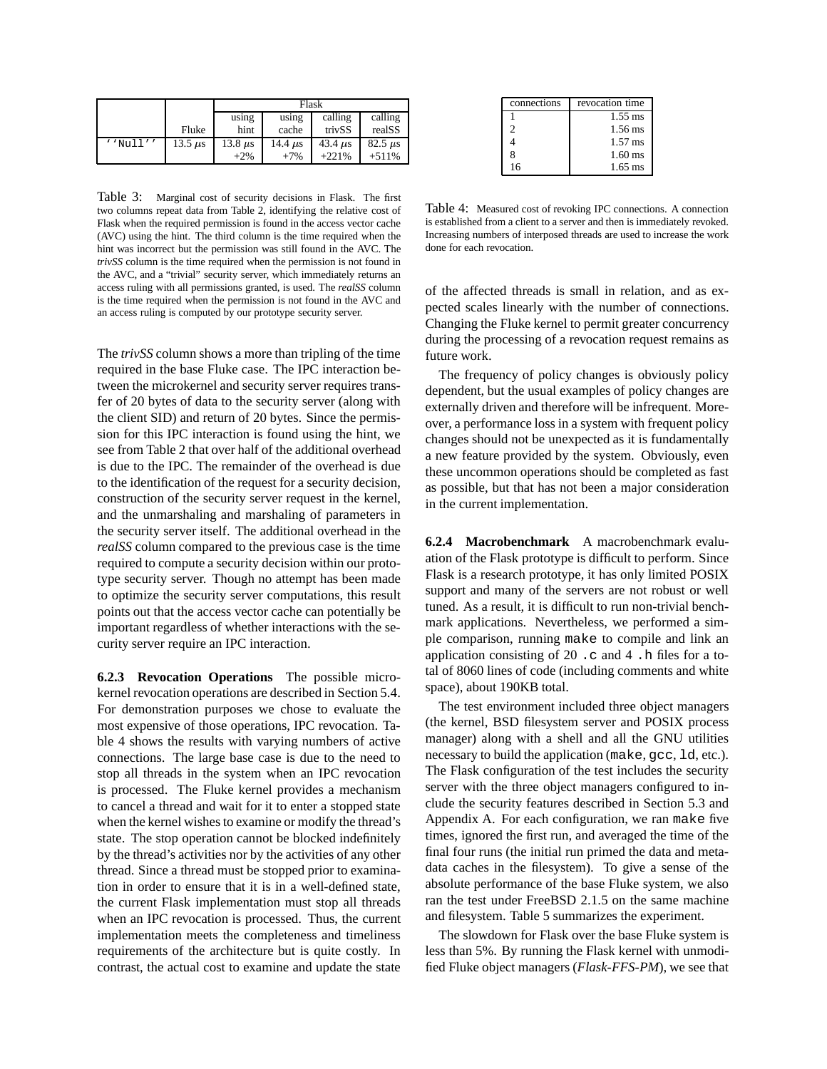|  |  | Flask |  |  |  |
|---|---|---|---|---|---|
|  | Fluke | using hint | using cache | calling trivSS | calling realSS |
| ''Null'' | 13.5 $\mu$s | 13.8 $\mu$s | 14.4 $\mu$s | 43.4 $\mu$s | 82.5 $\mu$s |
|  |  | +2% | +7% | +221% | +511% |

Table 3: Marginal cost of security decisions in Flask. The first two columns repeat data from Table 2, identifying the relative cost of Flask when the required permission is found in the access vector cache (AVC) using the hint. The third column is the time required when the hint was incorrect but the permission was still found in the AVC. The *trivSS* column is the time required when the permission is not found in the AVC, and a "trivial" security server, which immediately returns an access ruling with all permissions granted, is used. The *realSS* column is the time required when the permission is not found in the AVC and an access ruling is computed by our prototype security server.

The *trivSS* column shows a more than tripling of the time required in the base Fluke case. The IPC interaction between the microkernel and security server requires transfer of 20 bytes of data to the security server (along with the client SID) and return of 20 bytes. Since the permission for this IPC interaction is found using the hint, we see from Table 2 that over half of the additional overhead is due to the IPC. The remainder of the overhead is due to the identification of the request for a security decision, construction of the security server request in the kernel, and the unmarshaling and marshaling of parameters in the security server itself. The additional overhead in the *realSS* column compared to the previous case is the time required to compute a security decision within our prototype security server. Though no attempt has been made to optimize the security server computations, this result points out that the access vector cache can potentially be important regardless of whether interactions with the security server require an IPC interaction.

**6.2.3 Revocation Operations** The possible microkernel revocation operations are described in Section 5.4. For demonstration purposes we chose to evaluate the most expensive of those operations, IPC revocation. Table 4 shows the results with varying numbers of active connections. The large base case is due to the need to stop all threads in the system when an IPC revocation is processed. The Fluke kernel provides a mechanism to cancel a thread and wait for it to enter a stopped state when the kernel wishes to examine or modify the thread's state. The stop operation cannot be blocked indefinitely by the thread's activities nor by the activities of any other thread. Since a thread must be stopped prior to examination in order to ensure that it is in a well-defined state, the current Flask implementation must stop all threads when an IPC revocation is processed. Thus, the current implementation meets the completeness and timeliness requirements of the architecture but is quite costly. In contrast, the actual cost to examine and update the state of the affected threads is small in relation, and as expected scales linearly with the number of connections. Changing the Fluke kernel to permit greater concurrency during the processing of a revocation request remains as future work.

| connections | revocation time |
|---|---|
| 1 | 1.55 ms |
| 2 | 1.56 ms |
| 4 | 1.57 ms |
| 8 | 1.60 ms |
| 16 | 1.65 ms |

Table 4: Measured cost of revoking IPC connections. A connection is established from a client to a server and then is immediately revoked. Increasing numbers of interposed threads are used to increase the work done for each revocation.

The frequency of policy changes is obviously policy dependent, but the usual examples of policy changes are externally driven and therefore will be infrequent. Moreover, a performance loss in a system with frequent policy changes should not be unexpected as it is fundamentally a new feature provided by the system. Obviously, even these uncommon operations should be completed as fast as possible, but that has not been a major consideration in the current implementation.

**6.2.4 Macrobenchmark** A macrobenchmark evaluation of the Flask prototype is difficult to perform. Since Flask is a research prototype, it has only limited POSIX support and many of the servers are not robust or well tuned. As a result, it is difficult to run non-trivial benchmark applications. Nevertheless, we performed a simple comparison, running `make` to compile and link an application consisting of 20 `.c` and 4 `.h` files for a total of 8060 lines of code (including comments and white space), about 190KB total.

The test environment included three object managers (the kernel, BSD filesystem server and POSIX process manager) along with a shell and all the GNU utilities necessary to build the application (`make`, `gcc`, `ld`, etc.). The Flask configuration of the test includes the security server with the three object managers configured to include the security features described in Section 5.3 and Appendix A. For each configuration, we ran `make` five times, ignored the first run, and averaged the time of the final four runs (the initial run primed the data and metadata caches in the filesystem). To give a sense of the absolute performance of the base Fluke system, we also ran the test under FreeBSD 2.1.5 on the same machine and filesystem. Table 5 summarizes the experiment.

The slowdown for Flask over the base Fluke system is less than 5%. By running the Flask kernel with unmodified Fluke object managers (*Flask-FFS-PM*), we see that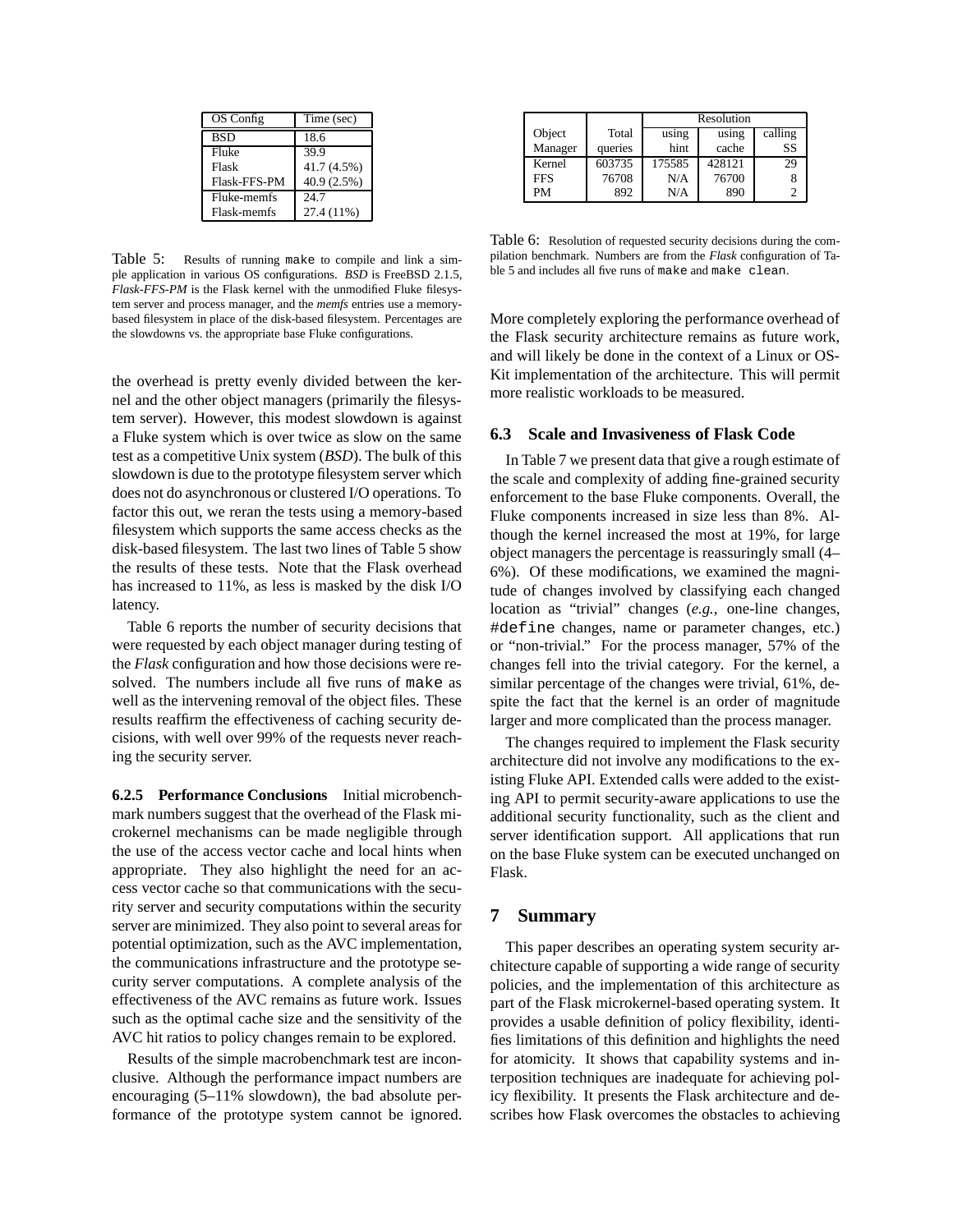| OS Config | Time (sec) |
|---|---|
| BSD | 18.6 |
| Fluke | 39.9 |
| Flask | 41.7 (4.5%) |
| Flask-FFS-PM | 40.9 (2.5%) |
| Fluke-memfs | 24.7 |
| Flask-memfs | 27.4 (11%) |

Table 5: Results of running `make` to compile and link a simple application in various OS configurations. *BSD* is FreeBSD 2.1.5, *Flask-FFS-PM* is the Flask kernel with the unmodified Fluke filesystem server and process manager, and the *memfs* entries use a memory-based filesystem in place of the disk-based filesystem. Percentages are the slowdowns vs. the appropriate base Fluke configurations.

the overhead is pretty evenly divided between the kernel and the other object managers (primarily the filesystem server). However, this modest slowdown is against a Fluke system which is over twice as slow on the same test as a competitive Unix system (*BSD*). The bulk of this slowdown is due to the prototype filesystem server which does not do asynchronous or clustered I/O operations. To factor this out, we reran the tests using a memory-based filesystem which supports the same access checks as the disk-based filesystem. The last two lines of Table 5 show the results of these tests. Note that the Flask overhead has increased to 11%, as less is masked by the disk I/O latency.

Table 6 reports the number of security decisions that were requested by each object manager during testing of the *Flask* configuration and how those decisions were resolved. The numbers include all five runs of `make` as well as the intervening removal of the object files. These results reaffirm the effectiveness of caching security decisions, with well over 99% of the requests never reaching the security server.

**6.2.5 Performance Conclusions** Initial microbenchmark numbers suggest that the overhead of the Flask microkernel mechanisms can be made negligible through the use of the access vector cache and local hints when appropriate. They also highlight the need for an access vector cache so that communications with the security server and security computations within the security server are minimized. They also point to several areas for potential optimization, such as the AVC implementation, the communications infrastructure and the prototype security server computations. A complete analysis of the effectiveness of the AVC remains as future work. Issues such as the optimal cache size and the sensitivity of the AVC hit ratios to policy changes remain to be explored.

Results of the simple macrobenchmark test are inconclusive. Although the performance impact numbers are encouraging (5–11% slowdown), the bad absolute performance of the prototype system cannot be ignored.

| | | Resolution | | |
|---|---|---|---|---|
| Object Manager | Total queries | using hint | using cache | calling SS |
| Kernel | 603735 | 175585 | 428121 | 29 |
| FFS | 76708 | N/A | 76700 | 8 |
| PM | 892 | N/A | 890 | 2 |

Table 6: Resolution of requested security decisions during the compilation benchmark. Numbers are from the *Flask* configuration of Table 5 and includes all five runs of `make` and `make clean`.

More completely exploring the performance overhead of the Flask security architecture remains as future work, and will likely be done in the context of a Linux or OS-Kit implementation of the architecture. This will permit more realistic workloads to be measured.

### 6.3 Scale and Invasiveness of Flask Code

In Table 7 we present data that give a rough estimate of the scale and complexity of adding fine-grained security enforcement to the base Fluke components. Overall, the Fluke components increased in size less than 8%. Although the kernel increased the most at 19%, for large object managers the percentage is reassuringly small (4–6%). Of these modifications, we examined the magnitude of changes involved by classifying each changed location as "trivial" changes (*e.g.,* one-line changes, `#define` changes, name or parameter changes, etc.) or "non-trivial." For the process manager, 57% of the changes fell into the trivial category. For the kernel, a similar percentage of the changes were trivial, 61%, despite the fact that the kernel is an order of magnitude larger and more complicated than the process manager.

The changes required to implement the Flask security architecture did not involve any modifications to the existing Fluke API. Extended calls were added to the existing API to permit security-aware applications to use the additional security functionality, such as the client and server identification support. All applications that run on the base Fluke system can be executed unchanged on Flask.

## 7 Summary

This paper describes an operating system security architecture capable of supporting a wide range of security policies, and the implementation of this architecture as part of the Flask microkernel-based operating system. It provides a usable definition of policy flexibility, identifies limitations of this definition and highlights the need for atomicity. It shows that capability systems and interposition techniques are inadequate for achieving policy flexibility. It presents the Flask architecture and describes how Flask overcomes the obstacles to achieving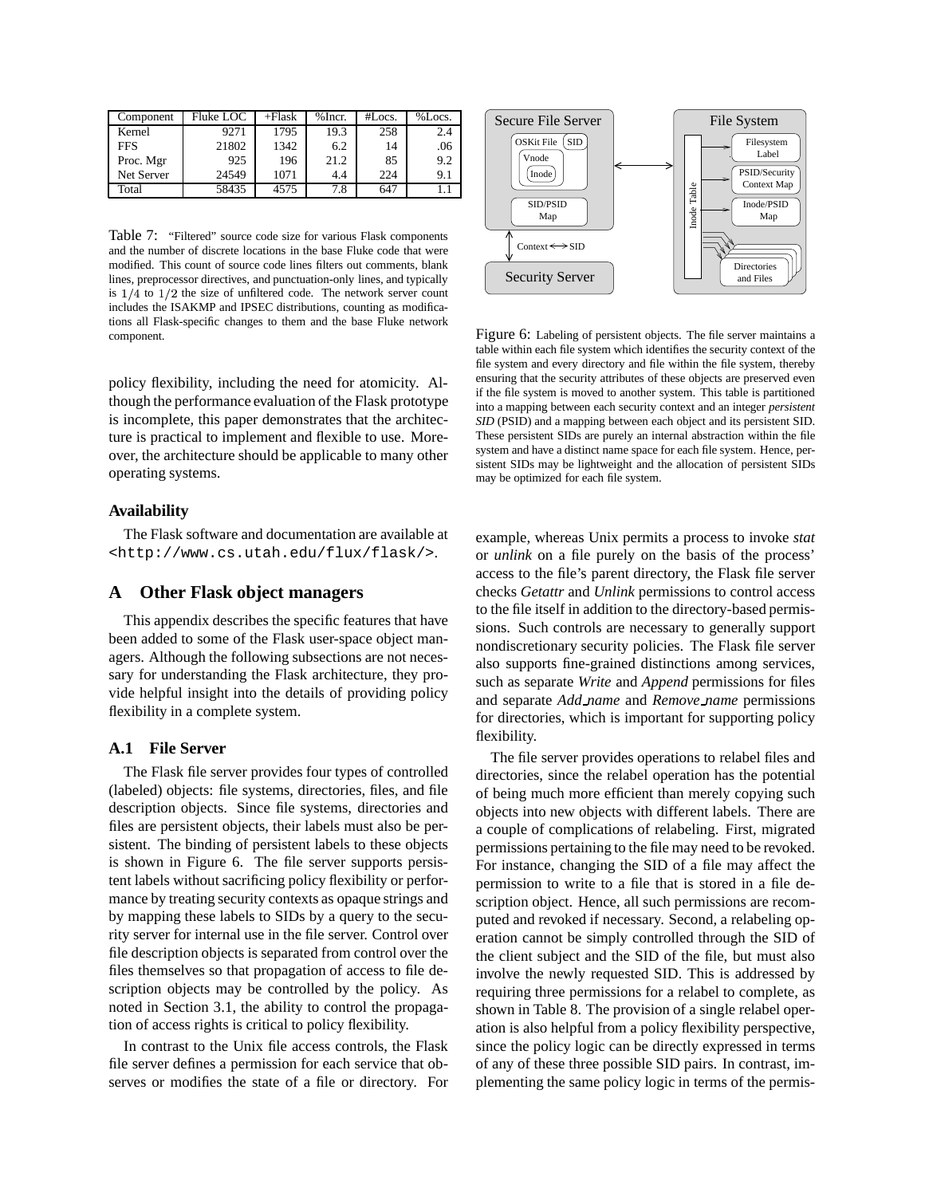| Component | Fluke LOC | +Flask | %Incr. | #Locs. | %Locs. |
|---|---|---|---|---|---|
| Kernel | 9271 | 1795 | 19.3 | 258 | 2.4 |
| FFS | 21802 | 1342 | 6.2 | 14 | .06 |
| Proc. Mgr | 925 | 196 | 21.2 | 85 | 9.2 |
| Net Server | 24549 | 1071 | 4.4 | 224 | 9.1 |
| Total | 58435 | 4575 | 7.8 | 647 | 1.1 |

Table 7: "Filtered" source code size for various Flask components and the number of discrete locations in the base Fluke code that were modified. This count of source code lines filters out comments, blank lines, preprocessor directives, and punctuation-only lines, and typically is $1/4$ to $1/2$ the size of unfiltered code. The network server count includes the ISAKMP and IPSEC distributions, counting as modifications all Flask-specific changes to them and the base Fluke network component.

policy flexibility, including the need for atomicity. Although the performance evaluation of the Flask prototype is incomplete, this paper demonstrates that the architecture is practical to implement and flexible to use. Moreover, the architecture should be applicable to many other operating systems.

### Availability

The Flask software and documentation are available at `<http://www.cs.utah.edu/flux/flask/>`.

## A Other Flask object managers

This appendix describes the specific features that have been added to some of the Flask user-space object managers. Although the following subsections are not necessary for understanding the Flask architecture, they provide helpful insight into the details of providing policy flexibility in a complete system.

### A.1 File Server

The Flask file server provides four types of controlled (labeled) objects: file systems, directories, files, and file description objects. Since file systems, directories and files are persistent objects, their labels must also be persistent. The binding of persistent labels to these objects is shown in Figure 6. The file server supports persistent labels without sacrificing policy flexibility or performance by treating security contexts as opaque strings and by mapping these labels to SIDs by a query to the security server for internal use in the file server. Control over file description objects is separated from control over the files themselves so that propagation of access to file description objects may be controlled by the policy. As noted in Section 3.1, the ability to control the propagation of access rights is critical to policy flexibility.

In contrast to the Unix file access controls, the Flask file server defines a permission for each service that observes or modifies the state of a file or directory. For example, whereas Unix permits a process to invoke *stat* or *unlink* on a file purely on the basis of the process' access to the file's parent directory, the Flask file server checks *Getattr* and *Unlink* permissions to control access to the file itself in addition to the directory-based permissions. Such controls are necessary to generally support nondiscretionary security policies. The Flask file server also supports fine-grained distinctions among services, such as separate *Write* and *Append* permissions for files and separate *Add_name* and *Remove_name* permissions for directories, which is important for supporting policy flexibility.

Secure File Server: OSKit File (SID), Vnode, Inode; SID/PSID Map; Context ⟷ SID; Security Server. File System: Inode Table; Filesystem Label; PSID/Security Context Map; Inode/PSID Map; Directories and Files.

Figure 6: Labeling of persistent objects. The file server maintains a table within each file system which identifies the security context of the file system and every directory and file within the file system, thereby ensuring that the security attributes of these objects are preserved even if the file system is moved to another system. This table is partitioned into a mapping between each security context and an integer *persistent SID* (PSID) and a mapping between each object and its persistent SID. These persistent SIDs are purely an internal abstraction within the file system and have a distinct name space for each file system. Hence, persistent SIDs may be lightweight and the allocation of persistent SIDs may be optimized for each file system.

The file server provides operations to relabel files and directories, since the relabel operation has the potential of being much more efficient than merely copying such objects into new objects with different labels. There are a couple of complications of relabeling. First, migrated permissions pertaining to the file may need to be revoked. For instance, changing the SID of a file may affect the permission to write to a file that is stored in a file description object. Hence, all such permissions are recomputed and revoked if necessary. Second, a relabeling operation cannot be simply controlled through the SID of the client subject and the SID of the file, but must also involve the newly requested SID. This is addressed by requiring three permissions for a relabel to complete, as shown in Table 8. The provision of a single relabel operation is also helpful from a policy flexibility perspective, since the policy logic can be directly expressed in terms of any of these three possible SID pairs. In contrast, implementing the same policy logic in terms of the permis-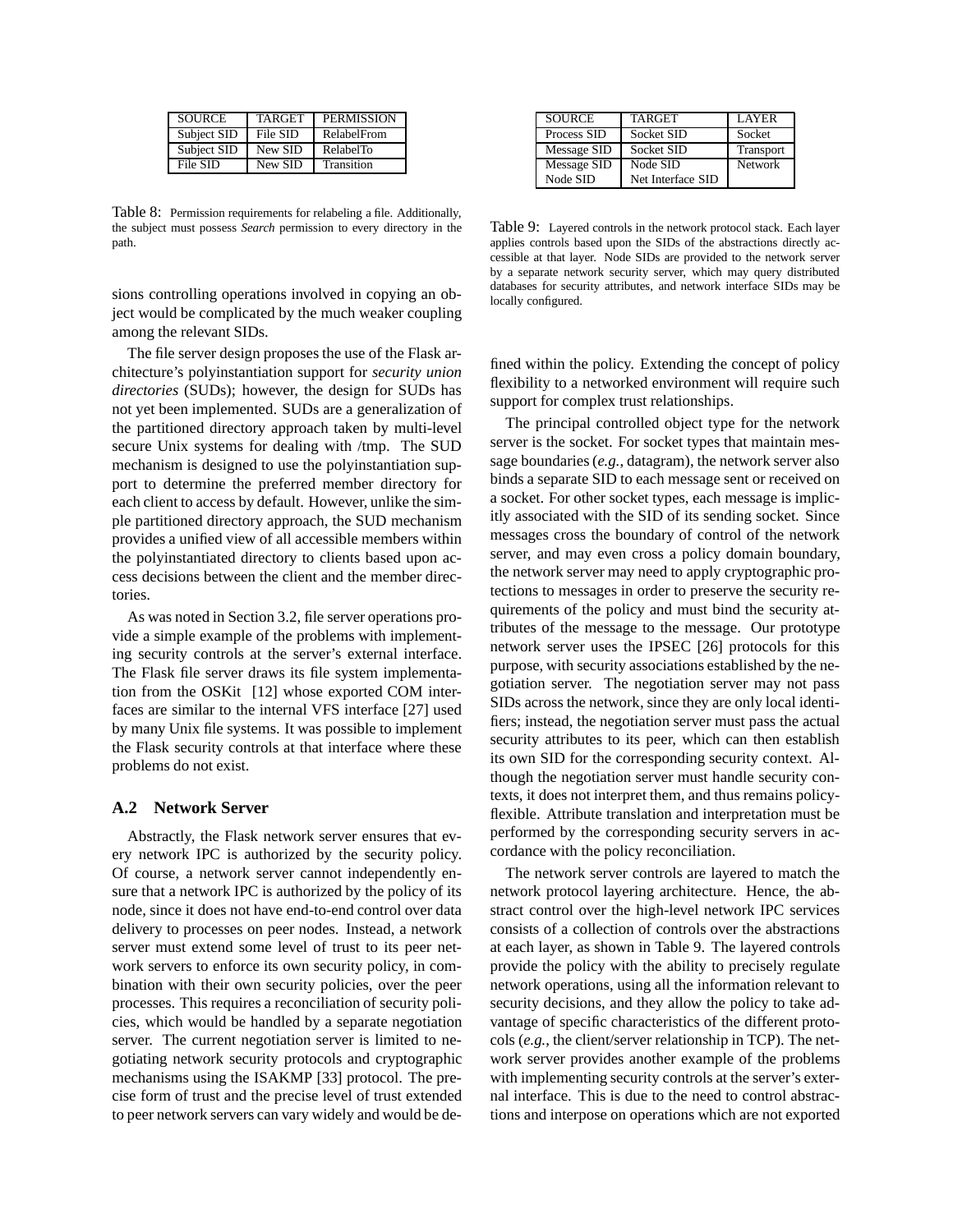| SOURCE | TARGET | PERMISSION |
| --- | --- | --- |
| Subject SID | File SID | RelabelFrom |
| Subject SID | New SID | RelabelTo |
| File SID | New SID | Transition |

Table 8: Permission requirements for relabeling a file. Additionally, the subject must possess *Search* permission to every directory in the path.

sions controlling operations involved in copying an object would be complicated by the much weaker coupling among the relevant SIDs.

The file server design proposes the use of the Flask architecture's polyinstantiation support for *security union directories* (SUDs); however, the design for SUDs has not yet been implemented. SUDs are a generalization of the partitioned directory approach taken by multi-level secure Unix systems for dealing with /tmp. The SUD mechanism is designed to use the polyinstantiation support to determine the preferred member directory for each client to access by default. However, unlike the simple partitioned directory approach, the SUD mechanism provides a unified view of all accessible members within the polyinstantiated directory to clients based upon access decisions between the client and the member directories.

As was noted in Section 3.2, file server operations provide a simple example of the problems with implementing security controls at the server's external interface. The Flask file server draws its file system implementation from the OSKit [12] whose exported COM interfaces are similar to the internal VFS interface [27] used by many Unix file systems. It was possible to implement the Flask security controls at that interface where these problems do not exist.

## A.2 Network Server

Abstractly, the Flask network server ensures that every network IPC is authorized by the security policy. Of course, a network server cannot independently ensure that a network IPC is authorized by the policy of its node, since it does not have end-to-end control over data delivery to processes on peer nodes. Instead, a network server must extend some level of trust to its peer network servers to enforce its own security policy, in combination with their own security policies, over the peer processes. This requires a reconciliation of security policies, which would be handled by a separate negotiation server. The current negotiation server is limited to negotiating network security protocols and cryptographic mechanisms using the ISAKMP [33] protocol. The precise form of trust and the precise level of trust extended to peer network servers can vary widely and would be defined within the policy. Extending the concept of policy flexibility to a networked environment will require such support for complex trust relationships.

| SOURCE | TARGET | LAYER |
| --- | --- | --- |
| Process SID | Socket SID | Socket |
| Message SID | Socket SID | Transport |
| Message SID<br>Node SID | Node SID<br>Net Interface SID | Network |

Table 9: Layered controls in the network protocol stack. Each layer applies controls based upon the SIDs of the abstractions directly accessible at that layer. Node SIDs are provided to the network server by a separate network security server, which may query distributed databases for security attributes, and network interface SIDs may be locally configured.

The principal controlled object type for the network server is the socket. For socket types that maintain message boundaries (*e.g.*, datagram), the network server also binds a separate SID to each message sent or received on a socket. For other socket types, each message is implicitly associated with the SID of its sending socket. Since messages cross the boundary of control of the network server, and may even cross a policy domain boundary, the network server may need to apply cryptographic protections to messages in order to preserve the security requirements of the policy and must bind the security attributes of the message to the message. Our prototype network server uses the IPSEC [26] protocols for this purpose, with security associations established by the negotiation server. The negotiation server may not pass SIDs across the network, since they are only local identifiers; instead, the negotiation server must pass the actual security attributes to its peer, which can then establish its own SID for the corresponding security context. Although the negotiation server must handle security contexts, it does not interpret them, and thus remains policy-flexible. Attribute translation and interpretation must be performed by the corresponding security servers in accordance with the policy reconciliation.

The network server controls are layered to match the network protocol layering architecture. Hence, the abstract control over the high-level network IPC services consists of a collection of controls over the abstractions at each layer, as shown in Table 9. The layered controls provide the policy with the ability to precisely regulate network operations, using all the information relevant to security decisions, and they allow the policy to take advantage of specific characteristics of the different protocols (*e.g.*, the client/server relationship in TCP). The network server provides another example of the problems with implementing security controls at the server's external interface. This is due to the need to control abstractions and interpose on operations which are not exported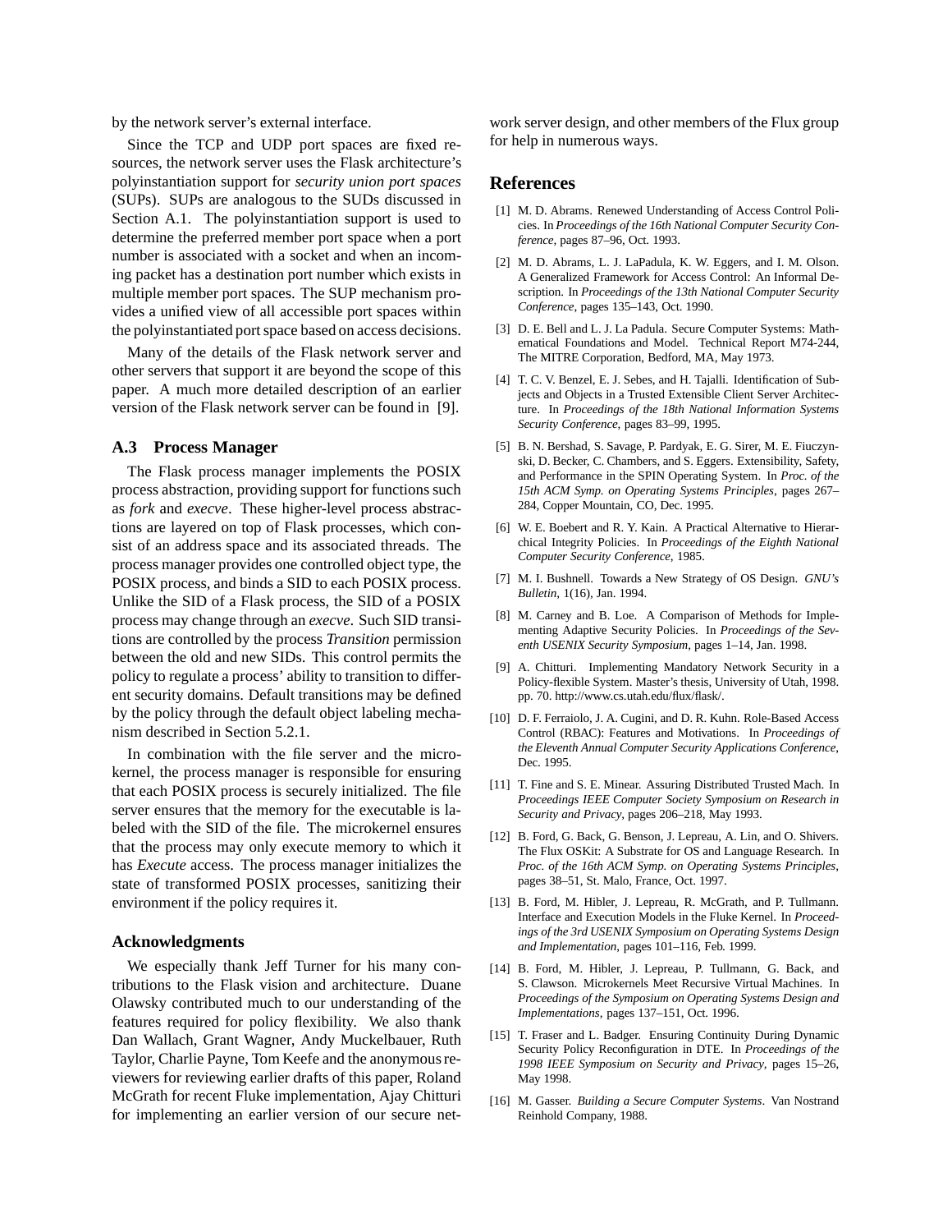by the network server's external interface.

Since the TCP and UDP port spaces are fixed resources, the network server uses the Flask architecture's polyinstantiation support for *security union port spaces* (SUPs). SUPs are analogous to the SUDs discussed in Section A.1. The polyinstantiation support is used to determine the preferred member port space when a port number is associated with a socket and when an incoming packet has a destination port number which exists in multiple member port spaces. The SUP mechanism provides a unified view of all accessible port spaces within the polyinstantiated port space based on access decisions.

Many of the details of the Flask network server and other servers that support it are beyond the scope of this paper. A much more detailed description of an earlier version of the Flask network server can be found in [9].

### A.3 Process Manager

The Flask process manager implements the POSIX process abstraction, providing support for functions such as *fork* and *execve*. These higher-level process abstractions are layered on top of Flask processes, which consist of an address space and its associated threads. The process manager provides one controlled object type, the POSIX process, and binds a SID to each POSIX process. Unlike the SID of a Flask process, the SID of a POSIX process may change through an *execve*. Such SID transitions are controlled by the process *Transition* permission between the old and new SIDs. This control permits the policy to regulate a process' ability to transition to different security domains. Default transitions may be defined by the policy through the default object labeling mechanism described in Section 5.2.1.

In combination with the file server and the microkernel, the process manager is responsible for ensuring that each POSIX process is securely initialized. The file server ensures that the memory for the executable is labeled with the SID of the file. The microkernel ensures that the process may only execute memory to which it has *Execute* access. The process manager initializes the state of transformed POSIX processes, sanitizing their environment if the policy requires it.

## Acknowledgments

We especially thank Jeff Turner for his many contributions to the Flask vision and architecture. Duane Olawsky contributed much to our understanding of the features required for policy flexibility. We also thank Dan Wallach, Grant Wagner, Andy Muckelbauer, Ruth Taylor, Charlie Payne, Tom Keefe and the anonymous reviewers for reviewing earlier drafts of this paper, Roland McGrath for recent Fluke implementation, Ajay Chitturi for implementing an earlier version of our secure network server design, and other members of the Flux group for help in numerous ways.

## References

[1] M. D. Abrams. Renewed Understanding of Access Control Policies. In *Proceedings of the 16th National Computer Security Conference*, pages 87–96, Oct. 1993.

[2] M. D. Abrams, L. J. LaPadula, K. W. Eggers, and I. M. Olson. A Generalized Framework for Access Control: An Informal Description. In *Proceedings of the 13th National Computer Security Conference*, pages 135–143, Oct. 1990.

[3] D. E. Bell and L. J. La Padula. Secure Computer Systems: Mathematical Foundations and Model. Technical Report M74-244, The MITRE Corporation, Bedford, MA, May 1973.

[4] T. C. V. Benzel, E. J. Sebes, and H. Tajalli. Identification of Subjects and Objects in a Trusted Extensible Client Server Architecture. In *Proceedings of the 18th National Information Systems Security Conference*, pages 83–99, 1995.

[5] B. N. Bershad, S. Savage, P. Pardyak, E. G. Sirer, M. E. Fiuczynski, D. Becker, C. Chambers, and S. Eggers. Extensibility, Safety, and Performance in the SPIN Operating System. In *Proc. of the 15th ACM Symp. on Operating Systems Principles*, pages 267–284, Copper Mountain, CO, Dec. 1995.

[6] W. E. Boebert and R. Y. Kain. A Practical Alternative to Hierarchical Integrity Policies. In *Proceedings of the Eighth National Computer Security Conference*, 1985.

[7] M. I. Bushnell. Towards a New Strategy of OS Design. *GNU's Bulletin*, 1(16), Jan. 1994.

[8] M. Carney and B. Loe. A Comparison of Methods for Implementing Adaptive Security Policies. In *Proceedings of the Seventh USENIX Security Symposium*, pages 1–14, Jan. 1998.

[9] A. Chitturi. Implementing Mandatory Network Security in a Policy-flexible System. Master's thesis, University of Utah, 1998. pp. 70. http://www.cs.utah.edu/flux/flask/.

[10] D. F. Ferraiolo, J. A. Cugini, and D. R. Kuhn. Role-Based Access Control (RBAC): Features and Motivations. In *Proceedings of the Eleventh Annual Computer Security Applications Conference*, Dec. 1995.

[11] T. Fine and S. E. Minear. Assuring Distributed Trusted Mach. In *Proceedings IEEE Computer Society Symposium on Research in Security and Privacy*, pages 206–218, May 1993.

[12] B. Ford, G. Back, G. Benson, J. Lepreau, A. Lin, and O. Shivers. The Flux OSKit: A Substrate for OS and Language Research. In *Proc. of the 16th ACM Symp. on Operating Systems Principles*, pages 38–51, St. Malo, France, Oct. 1997.

[13] B. Ford, M. Hibler, J. Lepreau, R. McGrath, and P. Tullmann. Interface and Execution Models in the Fluke Kernel. In *Proceedings of the 3rd USENIX Symposium on Operating Systems Design and Implementation*, pages 101–116, Feb. 1999.

[14] B. Ford, M. Hibler, J. Lepreau, P. Tullmann, G. Back, and S. Clawson. Microkernels Meet Recursive Virtual Machines. In *Proceedings of the Symposium on Operating Systems Design and Implementations*, pages 137–151, Oct. 1996.

[15] T. Fraser and L. Badger. Ensuring Continuity During Dynamic Security Policy Reconfiguration in DTE. In *Proceedings of the 1998 IEEE Symposium on Security and Privacy*, pages 15–26, May 1998.

[16] M. Gasser. *Building a Secure Computer Systems*. Van Nostrand Reinhold Company, 1988.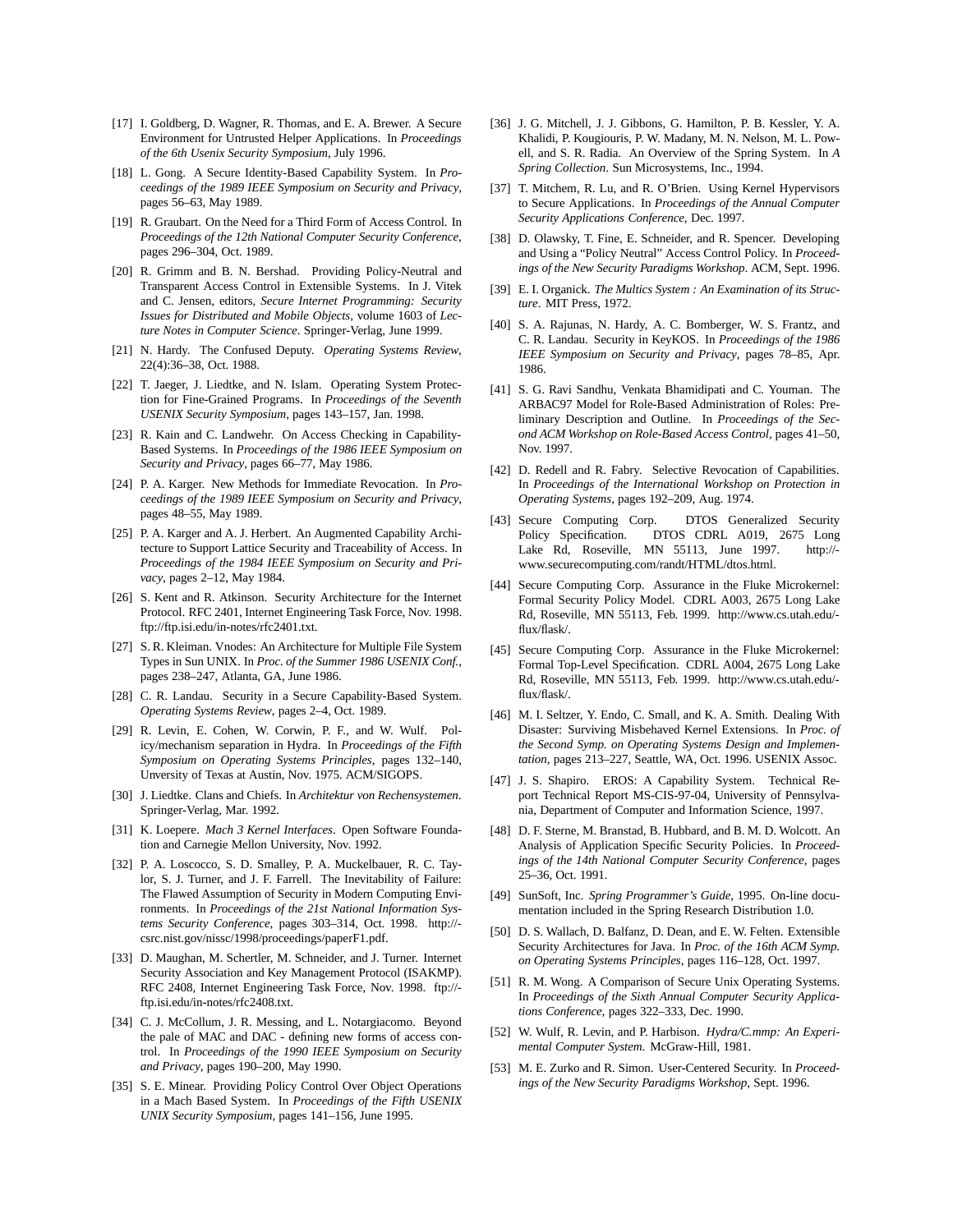[17] I. Goldberg, D. Wagner, R. Thomas, and E. A. Brewer. A Secure Environment for Untrusted Helper Applications. In *Proceedings of the 6th Usenix Security Symposium*, July 1996.

[18] L. Gong. A Secure Identity-Based Capability System. In *Proceedings of the 1989 IEEE Symposium on Security and Privacy*, pages 56–63, May 1989.

[19] R. Graubart. On the Need for a Third Form of Access Control. In *Proceedings of the 12th National Computer Security Conference*, pages 296–304, Oct. 1989.

[20] R. Grimm and B. N. Bershad. Providing Policy-Neutral and Transparent Access Control in Extensible Systems. In J. Vitek and C. Jensen, editors, *Secure Internet Programming: Security Issues for Distributed and Mobile Objects*, volume 1603 of *Lecture Notes in Computer Science*. Springer-Verlag, June 1999.

[21] N. Hardy. The Confused Deputy. *Operating Systems Review*, 22(4):36–38, Oct. 1988.

[22] T. Jaeger, J. Liedtke, and N. Islam. Operating System Protection for Fine-Grained Programs. In *Proceedings of the Seventh USENIX Security Symposium*, pages 143–157, Jan. 1998.

[23] R. Kain and C. Landwehr. On Access Checking in Capability-Based Systems. In *Proceedings of the 1986 IEEE Symposium on Security and Privacy*, pages 66–77, May 1986.

[24] P. A. Karger. New Methods for Immediate Revocation. In *Proceedings of the 1989 IEEE Symposium on Security and Privacy*, pages 48–55, May 1989.

[25] P. A. Karger and A. J. Herbert. An Augmented Capability Architecture to Support Lattice Security and Traceability of Access. In *Proceedings of the 1984 IEEE Symposium on Security and Privacy*, pages 2–12, May 1984.

[26] S. Kent and R. Atkinson. Security Architecture for the Internet Protocol. RFC 2401, Internet Engineering Task Force, Nov. 1998. ftp://ftp.isi.edu/in-notes/rfc2401.txt.

[27] S. R. Kleiman. Vnodes: An Architecture for Multiple File System Types in Sun UNIX. In *Proc. of the Summer 1986 USENIX Conf.*, pages 238–247, Atlanta, GA, June 1986.

[28] C. R. Landau. Security in a Secure Capability-Based System. *Operating Systems Review*, pages 2–4, Oct. 1989.

[29] R. Levin, E. Cohen, W. Corwin, P. F., and W. Wulf. Policy/mechanism separation in Hydra. In *Proceedings of the Fifth Symposium on Operating Systems Principles*, pages 132–140, Unversity of Texas at Austin, Nov. 1975. ACM/SIGOPS.

[30] J. Liedtke. Clans and Chiefs. In *Architektur von Rechensystemen*. Springer-Verlag, Mar. 1992.

[31] K. Loepere. *Mach 3 Kernel Interfaces*. Open Software Foundation and Carnegie Mellon University, Nov. 1992.

[32] P. A. Loscocco, S. D. Smalley, P. A. Muckelbauer, R. C. Taylor, S. J. Turner, and J. F. Farrell. The Inevitability of Failure: The Flawed Assumption of Security in Modern Computing Environments. In *Proceedings of the 21st National Information Systems Security Conference*, pages 303–314, Oct. 1998. http://csrc.nist.gov/nissc/1998/proceedings/paperF1.pdf.

[33] D. Maughan, M. Schertler, M. Schneider, and J. Turner. Internet Security Association and Key Management Protocol (ISAKMP). RFC 2408, Internet Engineering Task Force, Nov. 1998. ftp://ftp.isi.edu/in-notes/rfc2408.txt.

[34] C. J. McCollum, J. R. Messing, and L. Notargiacomo. Beyond the pale of MAC and DAC - defining new forms of access control. In *Proceedings of the 1990 IEEE Symposium on Security and Privacy*, pages 190–200, May 1990.

[35] S. E. Minear. Providing Policy Control Over Object Operations in a Mach Based System. In *Proceedings of the Fifth USENIX UNIX Security Symposium*, pages 141–156, June 1995.

[36] J. G. Mitchell, J. J. Gibbons, G. Hamilton, P. B. Kessler, Y. A. Khalidi, P. Kougiouris, P. W. Madany, M. N. Nelson, M. L. Powell, and S. R. Radia. An Overview of the Spring System. In *A Spring Collection*. Sun Microsystems, Inc., 1994.

[37] T. Mitchem, R. Lu, and R. O'Brien. Using Kernel Hypervisors to Secure Applications. In *Proceedings of the Annual Computer Security Applications Conference*, Dec. 1997.

[38] D. Olawsky, T. Fine, E. Schneider, and R. Spencer. Developing and Using a "Policy Neutral" Access Control Policy. In *Proceedings of the New Security Paradigms Workshop*. ACM, Sept. 1996.

[39] E. I. Organick. *The Multics System : An Examination of its Structure*. MIT Press, 1972.

[40] S. A. Rajunas, N. Hardy, A. C. Bomberger, W. S. Frantz, and C. R. Landau. Security in KeyKOS. In *Proceedings of the 1986 IEEE Symposium on Security and Privacy*, pages 78–85, Apr. 1986.

[41] S. G. Ravi Sandhu, Venkata Bhamidipati and C. Youman. The ARBAC97 Model for Role-Based Administration of Roles: Preliminary Description and Outline. In *Proceedings of the Second ACM Workshop on Role-Based Access Control*, pages 41–50, Nov. 1997.

[42] D. Redell and R. Fabry. Selective Revocation of Capabilities. In *Proceedings of the International Workshop on Protection in Operating Systems*, pages 192–209, Aug. 1974.

[43] Secure Computing Corp. DTOS Generalized Security Policy Specification. DTOS CDRL A019, 2675 Long Lake Rd, Roseville, MN 55113, June 1997. http://www.securecomputing.com/randt/HTML/dtos.html.

[44] Secure Computing Corp. Assurance in the Fluke Microkernel: Formal Security Policy Model. CDRL A003, 2675 Long Lake Rd, Roseville, MN 55113, Feb. 1999. http://www.cs.utah.edu/flux/flask/.

[45] Secure Computing Corp. Assurance in the Fluke Microkernel: Formal Top-Level Specification. CDRL A004, 2675 Long Lake Rd, Roseville, MN 55113, Feb. 1999. http://www.cs.utah.edu/flux/flask/.

[46] M. I. Seltzer, Y. Endo, C. Small, and K. A. Smith. Dealing With Disaster: Surviving Misbehaved Kernel Extensions. In *Proc. of the Second Symp. on Operating Systems Design and Implementation*, pages 213–227, Seattle, WA, Oct. 1996. USENIX Assoc.

[47] J. S. Shapiro. EROS: A Capability System. Technical Report Technical Report MS-CIS-97-04, University of Pennsylvania, Department of Computer and Information Science, 1997.

[48] D. F. Sterne, M. Branstad, B. Hubbard, and B. M. D. Wolcott. An Analysis of Application Specific Security Policies. In *Proceedings of the 14th National Computer Security Conference*, pages 25–36, Oct. 1991.

[49] SunSoft, Inc. *Spring Programmer's Guide*, 1995. On-line documentation included in the Spring Research Distribution 1.0.

[50] D. S. Wallach, D. Balfanz, D. Dean, and E. W. Felten. Extensible Security Architectures for Java. In *Proc. of the 16th ACM Symp. on Operating Systems Principles*, pages 116–128, Oct. 1997.

[51] R. M. Wong. A Comparison of Secure Unix Operating Systems. In *Proceedings of the Sixth Annual Computer Security Applications Conference*, pages 322–333, Dec. 1990.

[52] W. Wulf, R. Levin, and P. Harbison. *Hydra/C.mmp: An Experimental Computer System*. McGraw-Hill, 1981.

[53] M. E. Zurko and R. Simon. User-Centered Security. In *Proceedings of the New Security Paradigms Workshop*, Sept. 1996.